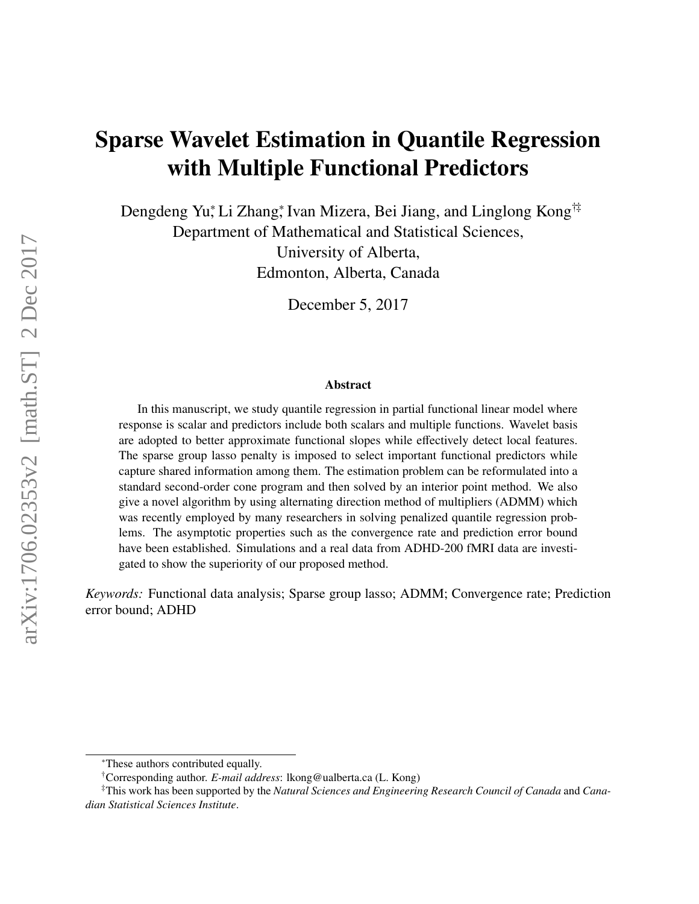# Sparse Wavelet Estimation in Quantile Regression with Multiple Functional Predictors

Dengdeng Yu[*], Li Zhang[*], Ivan Mizera, Bei Jiang, and Linglong Kong[†‡]

Department of Mathematical and Statistical Sciences,
University of Alberta,
Edmonton, Alberta, Canada

December 5, 2017

### Abstract

In this manuscript, we study quantile regression in partial functional linear model where response is scalar and predictors include both scalars and multiple functions. Wavelet basis are adopted to better approximate functional slopes while effectively detect local features. The sparse group lasso penalty is imposed to select important functional predictors while capture shared information among them. The estimation problem can be reformulated into a standard second-order cone program and then solved by an interior point method. We also give a novel algorithm by using alternating direction method of multipliers (ADMM) which was recently employed by many researchers in solving penalized quantile regression problems. The asymptotic properties such as the convergence rate and prediction error bound have been established. Simulations and a real data from ADHD-200 fMRI data are investigated to show the superiority of our proposed method.

*Keywords:* Functional data analysis; Sparse group lasso; ADMM; Convergence rate; Prediction error bound; ADHD

---

[*]These authors contributed equally.

[†]Corresponding author. *E-mail address*: lkong@ualberta.ca (L. Kong)

[‡]This work has been supported by the *Natural Sciences and Engineering Research Council of Canada* and *Canadian Statistical Sciences Institute*.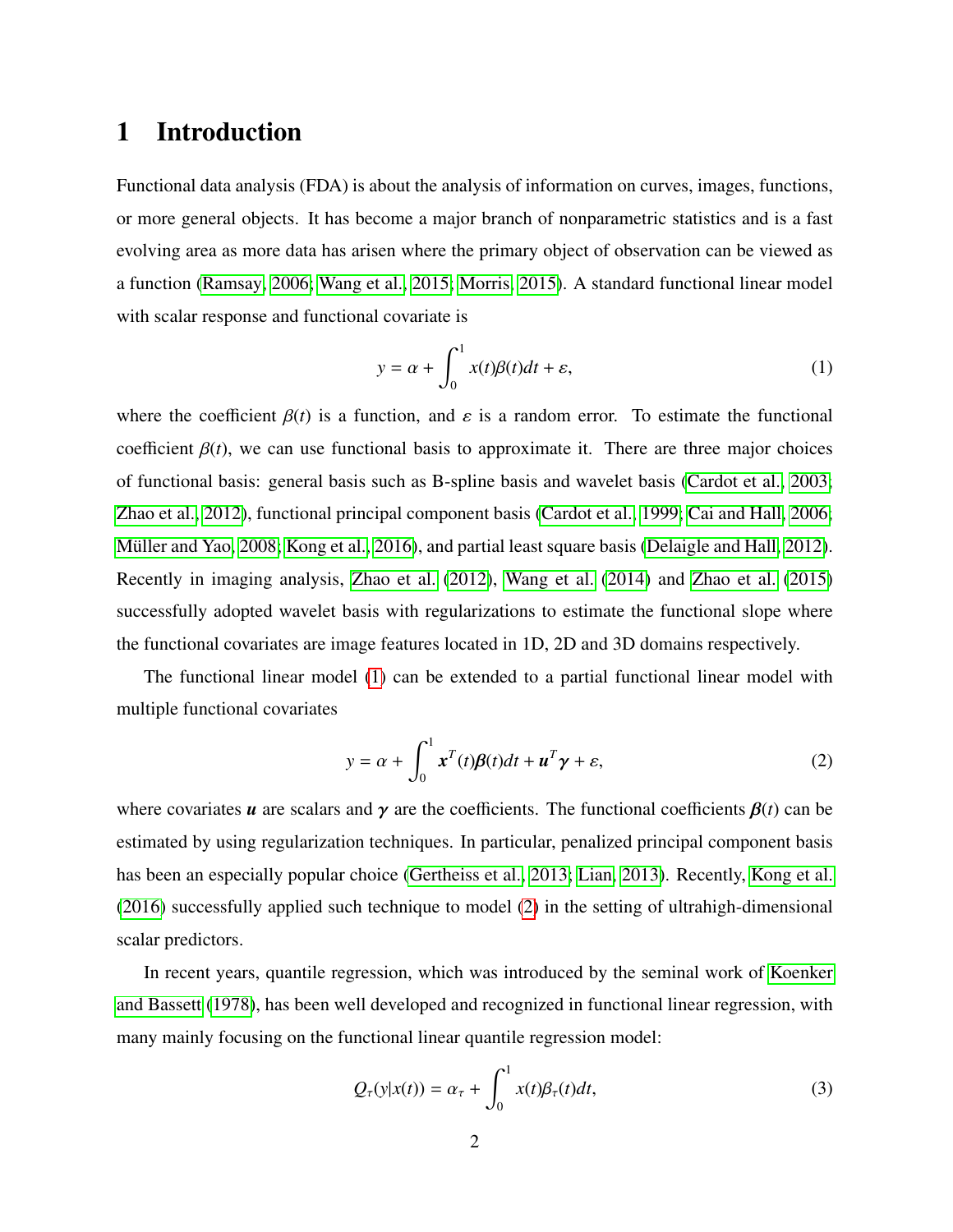# 1 Introduction

Functional data analysis (FDA) is about the analysis of information on curves, images, functions, or more general objects. It has become a major branch of nonparametric statistics and is a fast evolving area as more data has arisen where the primary object of observation can be viewed as a function (Ramsay, 2006; Wang et al., 2015; Morris, 2015). A standard functional linear model with scalar response and functional covariate is

$$y = \alpha + \int_0^1 x(t)\beta(t)dt + \varepsilon, \tag{1}$$

where the coefficient $\beta(t)$ is a function, and $\varepsilon$ is a random error. To estimate the functional coefficient $\beta(t)$, we can use functional basis to approximate it. There are three major choices of functional basis: general basis such as B-spline basis and wavelet basis (Cardot et al., 2003; Zhao et al., 2012), functional principal component basis (Cardot et al., 1999; Cai and Hall, 2006; Müller and Yao, 2008; Kong et al., 2016), and partial least square basis (Delaigle and Hall, 2012). Recently in imaging analysis, Zhao et al. (2012), Wang et al. (2014) and Zhao et al. (2015) successfully adopted wavelet basis with regularizations to estimate the functional slope where the functional covariates are image features located in 1D, 2D and 3D domains respectively.

The functional linear model (1) can be extended to a partial functional linear model with multiple functional covariates

$$y = \alpha + \int_0^1 \boldsymbol{x}^T(t)\boldsymbol{\beta}(t)dt + \boldsymbol{u}^T\boldsymbol{\gamma} + \varepsilon, \tag{2}$$

where covariates $\boldsymbol{u}$ are scalars and $\boldsymbol{\gamma}$ are the coefficients. The functional coefficients $\boldsymbol{\beta}(t)$ can be estimated by using regularization techniques. In particular, penalized principal component basis has been an especially popular choice (Gertheiss et al., 2013; Lian, 2013). Recently, Kong et al. (2016) successfully applied such technique to model (2) in the setting of ultrahigh-dimensional scalar predictors.

In recent years, quantile regression, which was introduced by the seminal work of Koenker and Bassett (1978), has been well developed and recognized in functional linear regression, with many mainly focusing on the functional linear quantile regression model:

$$Q_\tau(y|x(t)) = \alpha_\tau + \int_0^1 x(t)\beta_\tau(t)dt, \tag{3}$$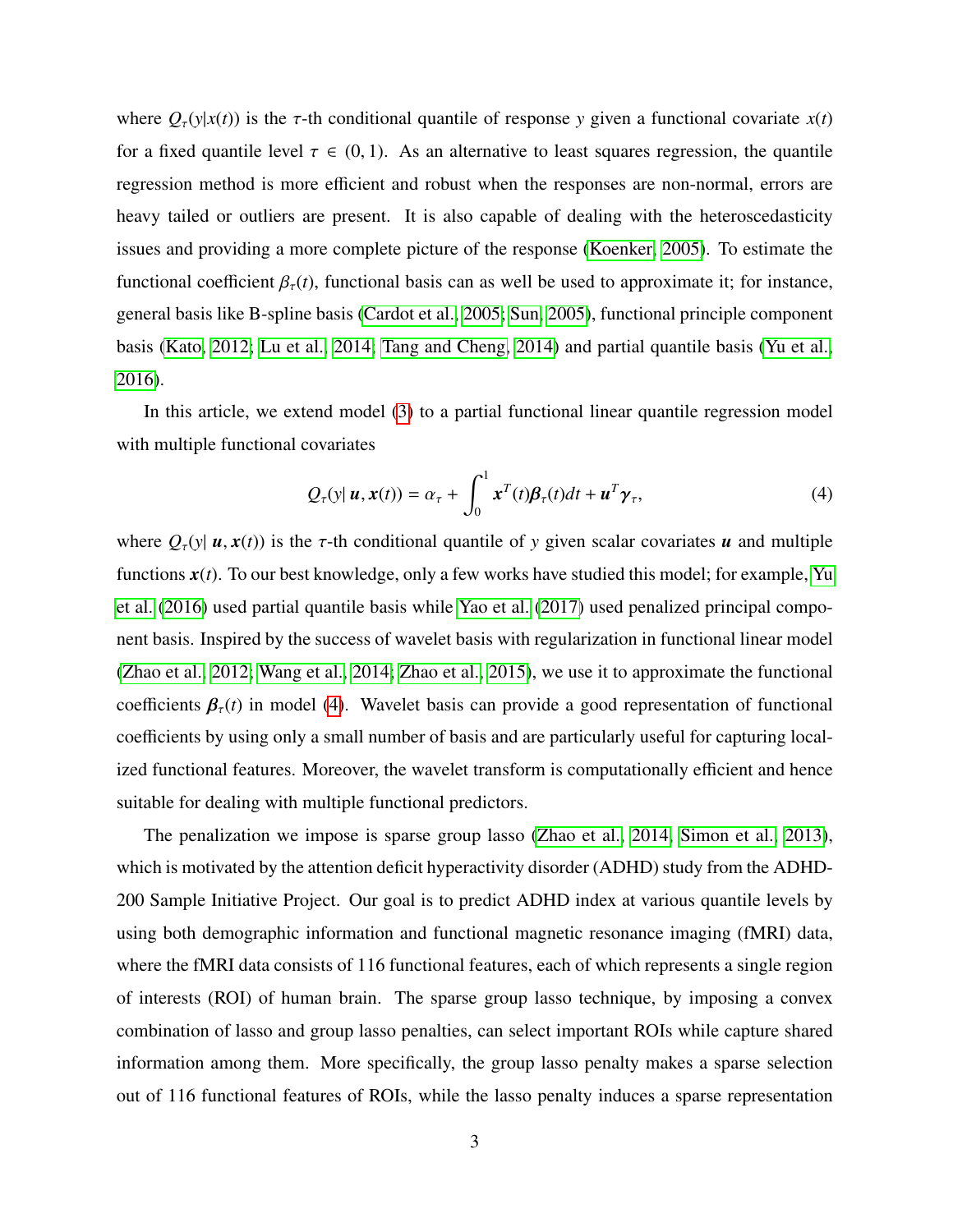where $Q_\tau(y|x(t))$ is the $\tau$-th conditional quantile of response $y$ given a functional covariate $x(t)$ for a fixed quantile level $\tau \in (0, 1)$. As an alternative to least squares regression, the quantile regression method is more efficient and robust when the responses are non-normal, errors are heavy tailed or outliers are present. It is also capable of dealing with the heteroscedasticity issues and providing a more complete picture of the response (Koenker, 2005). To estimate the functional coefficient $\beta_\tau(t)$, functional basis can as well be used to approximate it; for instance, general basis like B-spline basis (Cardot et al., 2005; Sun, 2005), functional principle component basis (Kato, 2012; Lu et al., 2014; Tang and Cheng, 2014) and partial quantile basis (Yu et al., 2016).

In this article, we extend model (3) to a partial functional linear quantile regression model with multiple functional covariates

$$Q_\tau(y|\,\boldsymbol{u}, \boldsymbol{x}(t)) = \alpha_\tau + \int_0^1 \boldsymbol{x}^T(t)\boldsymbol{\beta}_\tau(t)dt + \boldsymbol{u}^T\boldsymbol{\gamma}_\tau, \tag{4}$$

where $Q_\tau(y|\,\boldsymbol{u}, \boldsymbol{x}(t))$ is the $\tau$-th conditional quantile of $y$ given scalar covariates $\boldsymbol{u}$ and multiple functions $\boldsymbol{x}(t)$. To our best knowledge, only a few works have studied this model; for example, Yu et al. (2016) used partial quantile basis while Yao et al. (2017) used penalized principal component basis. Inspired by the success of wavelet basis with regularization in functional linear model (Zhao et al., 2012; Wang et al., 2014; Zhao et al., 2015), we use it to approximate the functional coefficients $\boldsymbol{\beta}_\tau(t)$ in model (4). Wavelet basis can provide a good representation of functional coefficients by using only a small number of basis and are particularly useful for capturing localized functional features. Moreover, the wavelet transform is computationally efficient and hence suitable for dealing with multiple functional predictors.

The penalization we impose is sparse group lasso (Zhao et al., 2014; Simon et al., 2013), which is motivated by the attention deficit hyperactivity disorder (ADHD) study from the ADHD-200 Sample Initiative Project. Our goal is to predict ADHD index at various quantile levels by using both demographic information and functional magnetic resonance imaging (fMRI) data, where the fMRI data consists of 116 functional features, each of which represents a single region of interests (ROI) of human brain. The sparse group lasso technique, by imposing a convex combination of lasso and group lasso penalties, can select important ROIs while capture shared information among them. More specifically, the group lasso penalty makes a sparse selection out of 116 functional features of ROIs, while the lasso penalty induces a sparse representation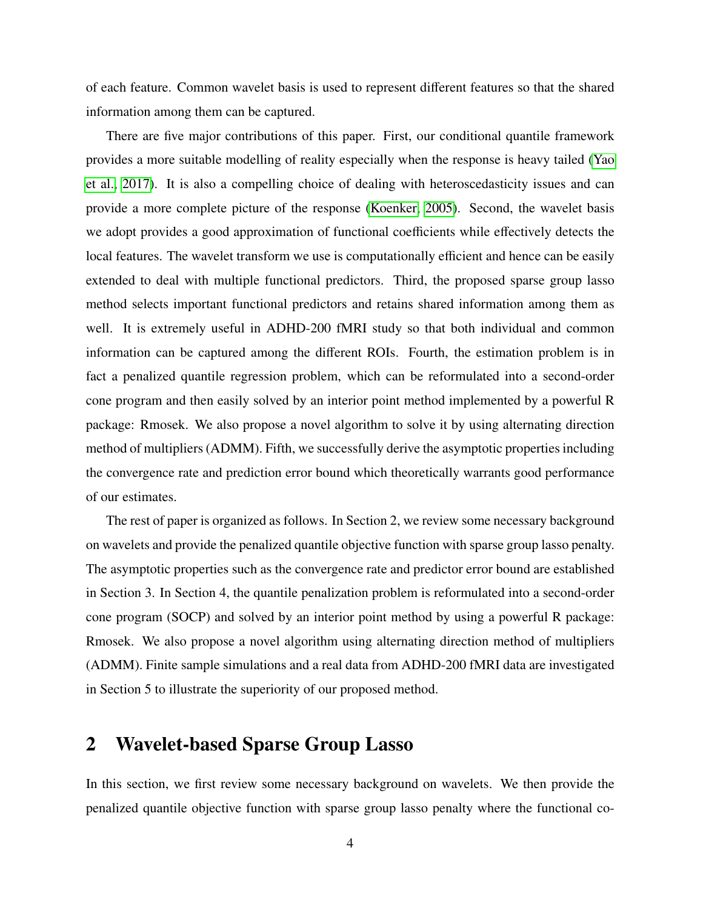of each feature. Common wavelet basis is used to represent different features so that the shared information among them can be captured.

There are five major contributions of this paper. First, our conditional quantile framework provides a more suitable modelling of reality especially when the response is heavy tailed (Yao et al., 2017). It is also a compelling choice of dealing with heteroscedasticity issues and can provide a more complete picture of the response (Koenker, 2005). Second, the wavelet basis we adopt provides a good approximation of functional coefficients while effectively detects the local features. The wavelet transform we use is computationally efficient and hence can be easily extended to deal with multiple functional predictors. Third, the proposed sparse group lasso method selects important functional predictors and retains shared information among them as well. It is extremely useful in ADHD-200 fMRI study so that both individual and common information can be captured among the different ROIs. Fourth, the estimation problem is in fact a penalized quantile regression problem, which can be reformulated into a second-order cone program and then easily solved by an interior point method implemented by a powerful R package: Rmosek. We also propose a novel algorithm to solve it by using alternating direction method of multipliers (ADMM). Fifth, we successfully derive the asymptotic properties including the convergence rate and prediction error bound which theoretically warrants good performance of our estimates.

The rest of paper is organized as follows. In Section 2, we review some necessary background on wavelets and provide the penalized quantile objective function with sparse group lasso penalty. The asymptotic properties such as the convergence rate and predictor error bound are established in Section 3. In Section 4, the quantile penalization problem is reformulated into a second-order cone program (SOCP) and solved by an interior point method by using a powerful R package: Rmosek. We also propose a novel algorithm using alternating direction method of multipliers (ADMM). Finite sample simulations and a real data from ADHD-200 fMRI data are investigated in Section 5 to illustrate the superiority of our proposed method.

# 2 Wavelet-based Sparse Group Lasso

In this section, we first review some necessary background on wavelets. We then provide the penalized quantile objective function with sparse group lasso penalty where the functional co-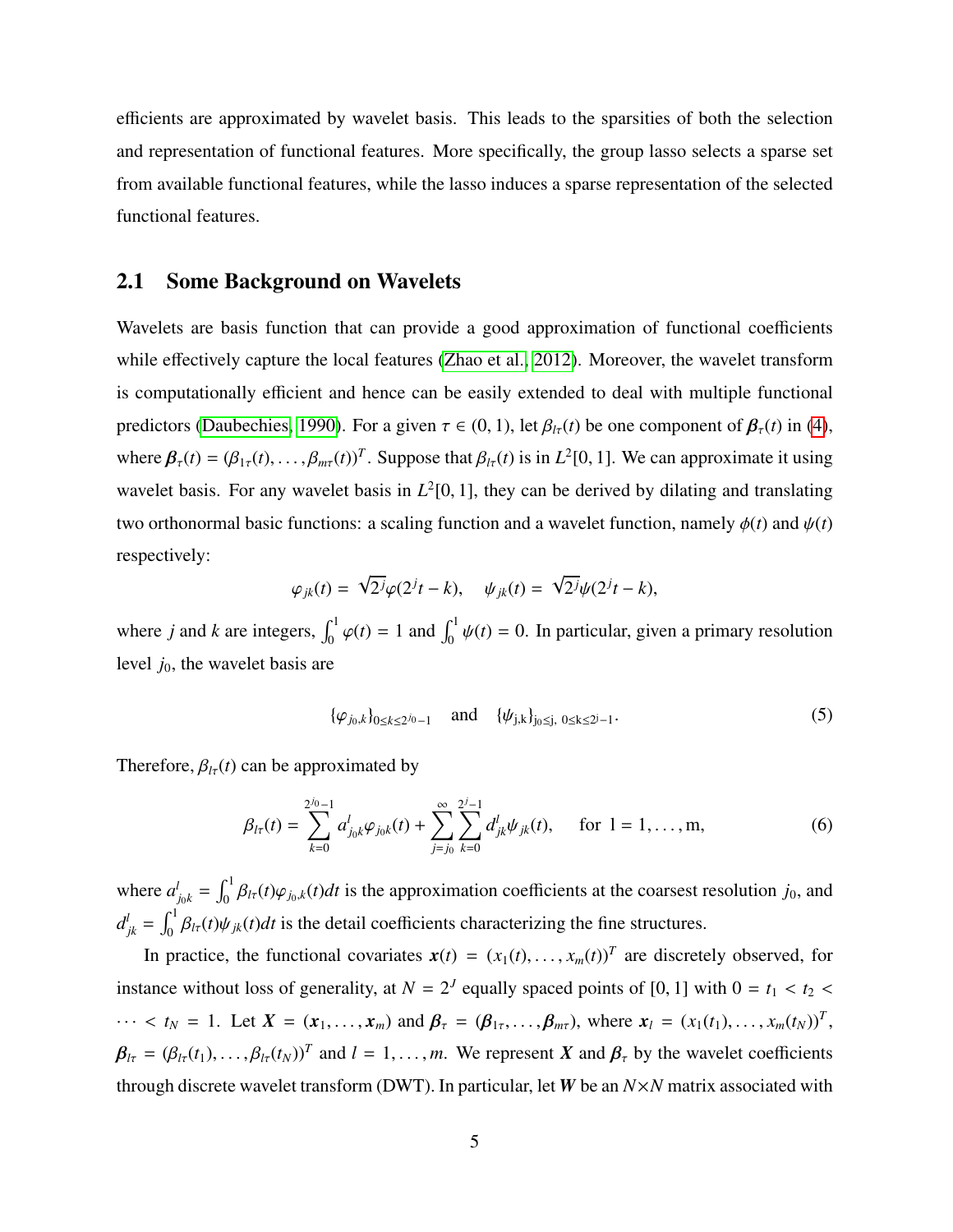efficients are approximated by wavelet basis. This leads to the sparsities of both the selection and representation of functional features. More specifically, the group lasso selects a sparse set from available functional features, while the lasso induces a sparse representation of the selected functional features.

## 2.1 Some Background on Wavelets

Wavelets are basis function that can provide a good approximation of functional coefficients while effectively capture the local features (Zhao et al., 2012). Moreover, the wavelet transform is computationally efficient and hence can be easily extended to deal with multiple functional predictors (Daubechies, 1990). For a given $\tau \in (0, 1)$, let $\beta_{l\tau}(t)$ be one component of $\boldsymbol{\beta}_\tau(t)$ in (4), where $\boldsymbol{\beta}_\tau(t) = (\beta_{1\tau}(t), \ldots, \beta_{m\tau}(t))^T$. Suppose that $\beta_{l\tau}(t)$ is in $L^2[0, 1]$. We can approximate it using wavelet basis. For any wavelet basis in $L^2[0, 1]$, they can be derived by dilating and translating two orthonormal basic functions: a scaling function and a wavelet function, namely $\phi(t)$ and $\psi(t)$ respectively:

$$\varphi_{jk}(t) = \sqrt{2^j}\varphi(2^j t - k), \quad \psi_{jk}(t) = \sqrt{2^j}\psi(2^j t - k),$$

where $j$ and $k$ are integers, $\int_0^1 \varphi(t) = 1$ and $\int_0^1 \psi(t) = 0$. In particular, given a primary resolution level $j_0$, the wavelet basis are

$$\{\varphi_{j_0,k}\}_{0 \le k \le 2^{j_0}-1} \quad \text{and} \quad \{\psi_{\mathrm{j,k}}\}_{\mathrm{j_0 \le j,\ 0 \le k \le 2^j - 1}}. \tag{5}$$

Therefore, $\beta_{l\tau}(t)$ can be approximated by

$$\beta_{l\tau}(t) = \sum_{k=0}^{2^{j_0}-1} a^l_{j_0 k}\varphi_{j_0 k}(t) + \sum_{j=j_0}^{\infty}\sum_{k=0}^{2^j-1} d^l_{jk}\psi_{jk}(t), \quad \text{for } 1 = 1, \ldots, \mathrm{m}, \tag{6}$$

where $a^l_{j_0 k} = \int_0^1 \beta_{l\tau}(t)\varphi_{j_0,k}(t)dt$ is the approximation coefficients at the coarsest resolution $j_0$, and $d^l_{jk} = \int_0^1 \beta_{l\tau}(t)\psi_{jk}(t)dt$ is the detail coefficients characterizing the fine structures.

In practice, the functional covariates $\boldsymbol{x}(t) = (x_1(t), \ldots, x_m(t))^T$ are discretely observed, for instance without loss of generality, at $N = 2^J$ equally spaced points of $[0, 1]$ with $0 = t_1 < t_2 < \cdots < t_N = 1$. Let $\boldsymbol{X} = (\boldsymbol{x}_1, \ldots, \boldsymbol{x}_m)$ and $\boldsymbol{\beta}_\tau = (\boldsymbol{\beta}_{1\tau}, \ldots, \boldsymbol{\beta}_{m\tau})$, where $\boldsymbol{x}_l = (x_1(t_1), \ldots, x_m(t_N))^T$, $\boldsymbol{\beta}_{l\tau} = (\beta_{l\tau}(t_1), \ldots, \beta_{l\tau}(t_N))^T$ and $l = 1, \ldots, m$. We represent $\boldsymbol{X}$ and $\boldsymbol{\beta}_\tau$ by the wavelet coefficients through discrete wavelet transform (DWT). In particular, let $\boldsymbol{W}$ be an $N \times N$ matrix associated with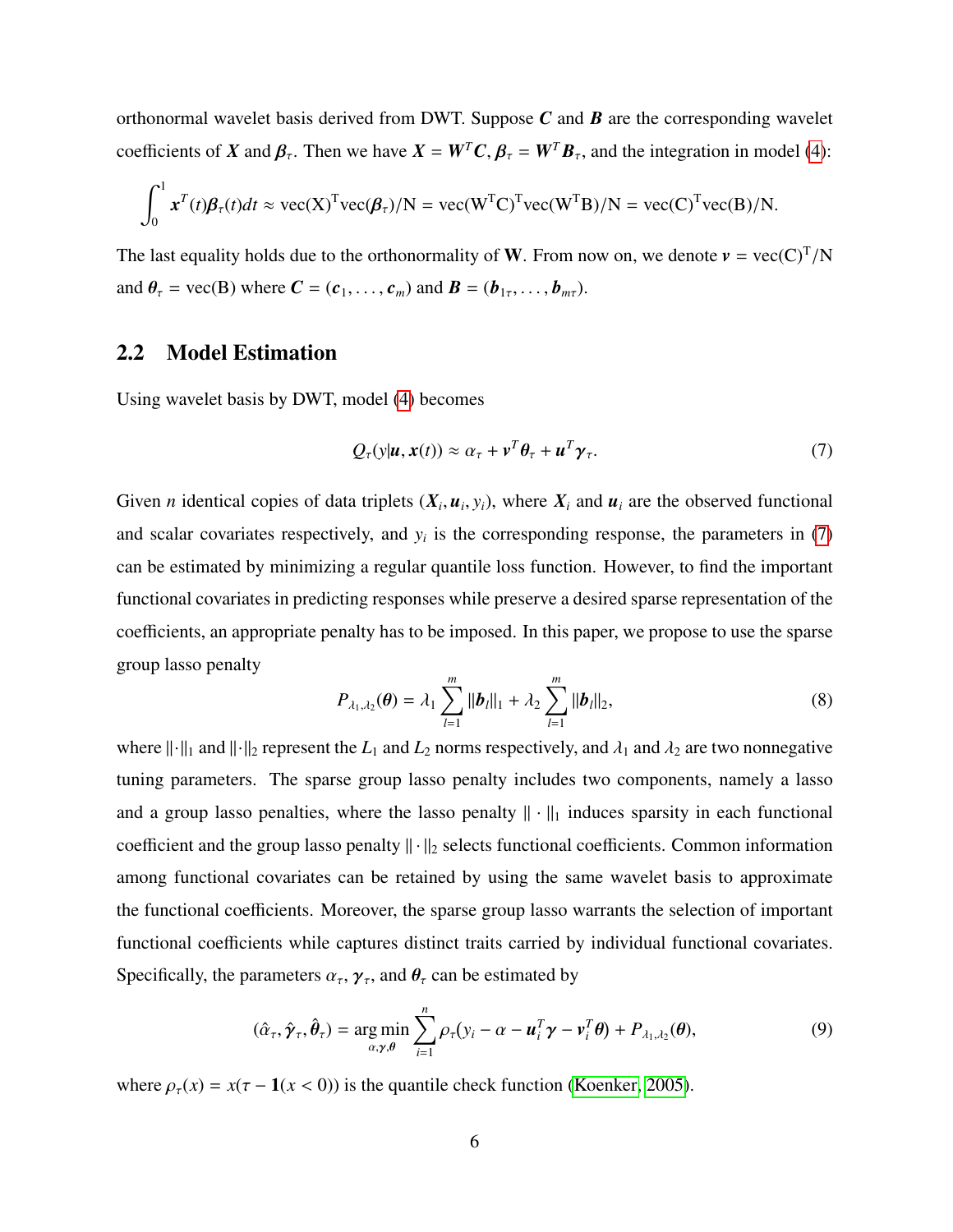orthonormal wavelet basis derived from DWT. Suppose $\boldsymbol{C}$ and $\boldsymbol{B}$ are the corresponding wavelet coefficients of $\boldsymbol{X}$ and $\boldsymbol{\beta}_\tau$. Then we have $\boldsymbol{X} = \boldsymbol{W}^T\boldsymbol{C}, \boldsymbol{\beta}_\tau = \boldsymbol{W}^T\boldsymbol{B}_\tau$, and the integration in model (4):

$$\int_0^1 \boldsymbol{x}^T(t)\boldsymbol{\beta}_\tau(t)dt \approx \mathrm{vec(X)^T vec}(\boldsymbol{\beta}_\tau)/\mathrm{N} = \mathrm{vec(W^T C)^T vec(W^T B)/N} = \mathrm{vec(C)^T vec(B)/N}.$$

The last equality holds due to the orthonormality of $\mathbf{W}$. From now on, we denote $\boldsymbol{v} = \mathrm{vec(C)^T/N}$ and $\boldsymbol{\theta}_\tau = \mathrm{vec(B)}$ where $\boldsymbol{C} = (\boldsymbol{c}_1, \ldots, \boldsymbol{c}_m)$ and $\boldsymbol{B} = (\boldsymbol{b}_{1\tau}, \ldots, \boldsymbol{b}_{m\tau})$.

## 2.2 Model Estimation

Using wavelet basis by DWT, model (4) becomes

$$Q_\tau(y|\boldsymbol{u}, \boldsymbol{x}(t)) \approx \alpha_\tau + \boldsymbol{v}^T\boldsymbol{\theta}_\tau + \boldsymbol{u}^T\boldsymbol{\gamma}_\tau. \tag{7}$$

Given $n$ identical copies of data triplets $(\boldsymbol{X}_i, \boldsymbol{u}_i, y_i)$, where $\boldsymbol{X}_i$ and $\boldsymbol{u}_i$ are the observed functional and scalar covariates respectively, and $y_i$ is the corresponding response, the parameters in (7) can be estimated by minimizing a regular quantile loss function. However, to find the important functional covariates in predicting responses while preserve a desired sparse representation of the coefficients, an appropriate penalty has to be imposed. In this paper, we propose to use the sparse group lasso penalty

$$P_{\lambda_1,\lambda_2}(\boldsymbol{\theta}) = \lambda_1 \sum_{l=1}^{m} \|\boldsymbol{b}_l\|_1 + \lambda_2 \sum_{l=1}^{m} \|\boldsymbol{b}_l\|_2, \tag{8}$$

where $\|\cdot\|_1$ and $\|\cdot\|_2$ represent the $L_1$ and $L_2$ norms respectively, and $\lambda_1$ and $\lambda_2$ are two nonnegative tuning parameters. The sparse group lasso penalty includes two components, namely a lasso and a group lasso penalties, where the lasso penalty $\|\cdot\|_1$ induces sparsity in each functional coefficient and the group lasso penalty $\|\cdot\|_2$ selects functional coefficients. Common information among functional covariates can be retained by using the same wavelet basis to approximate the functional coefficients. Moreover, the sparse group lasso warrants the selection of important functional coefficients while captures distinct traits carried by individual functional covariates. Specifically, the parameters $\alpha_\tau$, $\boldsymbol{\gamma}_\tau$, and $\boldsymbol{\theta}_\tau$ can be estimated by

$$(\hat{\alpha}_\tau, \hat{\boldsymbol{\gamma}}_\tau, \hat{\boldsymbol{\theta}}_\tau) = \underset{\alpha,\boldsymbol{\gamma},\boldsymbol{\theta}}{\arg\min} \sum_{i=1}^{n} \rho_\tau(y_i - \alpha - \boldsymbol{u}_i^T\boldsymbol{\gamma} - \boldsymbol{v}_i^T\boldsymbol{\theta}) + P_{\lambda_1,\lambda_2}(\boldsymbol{\theta}), \tag{9}$$

where $\rho_\tau(x) = x(\tau - \mathbf{1}(x < 0))$ is the quantile check function (Koenker, 2005).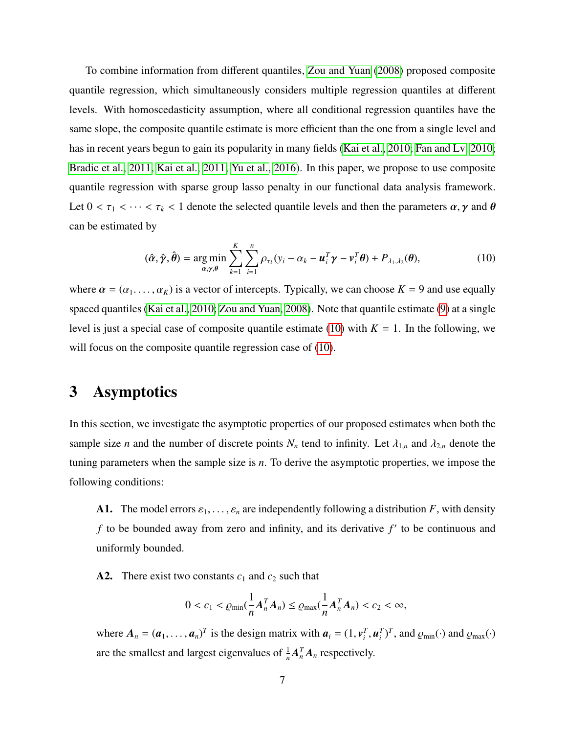To combine information from different quantiles, Zou and Yuan (2008) proposed composite quantile regression, which simultaneously considers multiple regression quantiles at different levels. With homoscedasticity assumption, where all conditional regression quantiles have the same slope, the composite quantile estimate is more efficient than the one from a single level and has in recent years begun to gain its popularity in many fields (Kai et al., 2010; Fan and Lv, 2010; Bradic et al., 2011; Kai et al., 2011; Yu et al., 2016). In this paper, we propose to use composite quantile regression with sparse group lasso penalty in our functional data analysis framework. Let $0 < \tau_1 < \cdots < \tau_k < 1$ denote the selected quantile levels and then the parameters $\boldsymbol{\alpha}, \boldsymbol{\gamma}$ and $\boldsymbol{\theta}$ can be estimated by

$$(\hat{\boldsymbol{\alpha}}, \hat{\boldsymbol{\gamma}}, \hat{\boldsymbol{\theta}}) = \underset{\boldsymbol{\alpha},\boldsymbol{\gamma},\boldsymbol{\theta}}{\arg\min} \sum_{k=1}^{K} \sum_{i=1}^{n} \rho_{\tau_k}(y_i - \alpha_k - \boldsymbol{u}_i^T \boldsymbol{\gamma} - \boldsymbol{v}_i^T \boldsymbol{\theta}) + P_{\lambda_1,\lambda_2}(\boldsymbol{\theta}), \tag{10}$$

where $\boldsymbol{\alpha} = (\alpha_1 \ldots, \alpha_K)$ is a vector of intercepts. Typically, we can choose $K = 9$ and use equally spaced quantiles (Kai et al., 2010; Zou and Yuan, 2008). Note that quantile estimate (9) at a single level is just a special case of composite quantile estimate (10) with $K = 1$. In the following, we will focus on the composite quantile regression case of (10).

# 3 Asymptotics

In this section, we investigate the asymptotic properties of our proposed estimates when both the sample size $n$ and the number of discrete points $N_n$ tend to infinity. Let $\lambda_{1,n}$ and $\lambda_{2,n}$ denote the tuning parameters when the sample size is $n$. To derive the asymptotic properties, we impose the following conditions:

**A1.** The model errors $\varepsilon_1, \ldots, \varepsilon_n$ are independently following a distribution $F$, with density $f$ to be bounded away from zero and infinity, and its derivative $f'$ to be continuous and uniformly bounded.

**A2.** There exist two constants $c_1$ and $c_2$ such that

$$0 < c_1 < \varrho_{\min}(\frac{1}{n}\boldsymbol{A}_n^T \boldsymbol{A}_n) \le \varrho_{\max}(\frac{1}{n}\boldsymbol{A}_n^T \boldsymbol{A}_n) < c_2 < \infty,$$

where $\boldsymbol{A}_n = (\boldsymbol{a}_1, \ldots, \boldsymbol{a}_n)^T$ is the design matrix with $\boldsymbol{a}_i = (1, \boldsymbol{v}_i^T, \boldsymbol{u}_i^T)^T$, and $\varrho_{\min}(\cdot)$ and $\varrho_{\max}(\cdot)$ are the smallest and largest eigenvalues of $\frac{1}{n}\boldsymbol{A}_n^T \boldsymbol{A}_n$ respectively.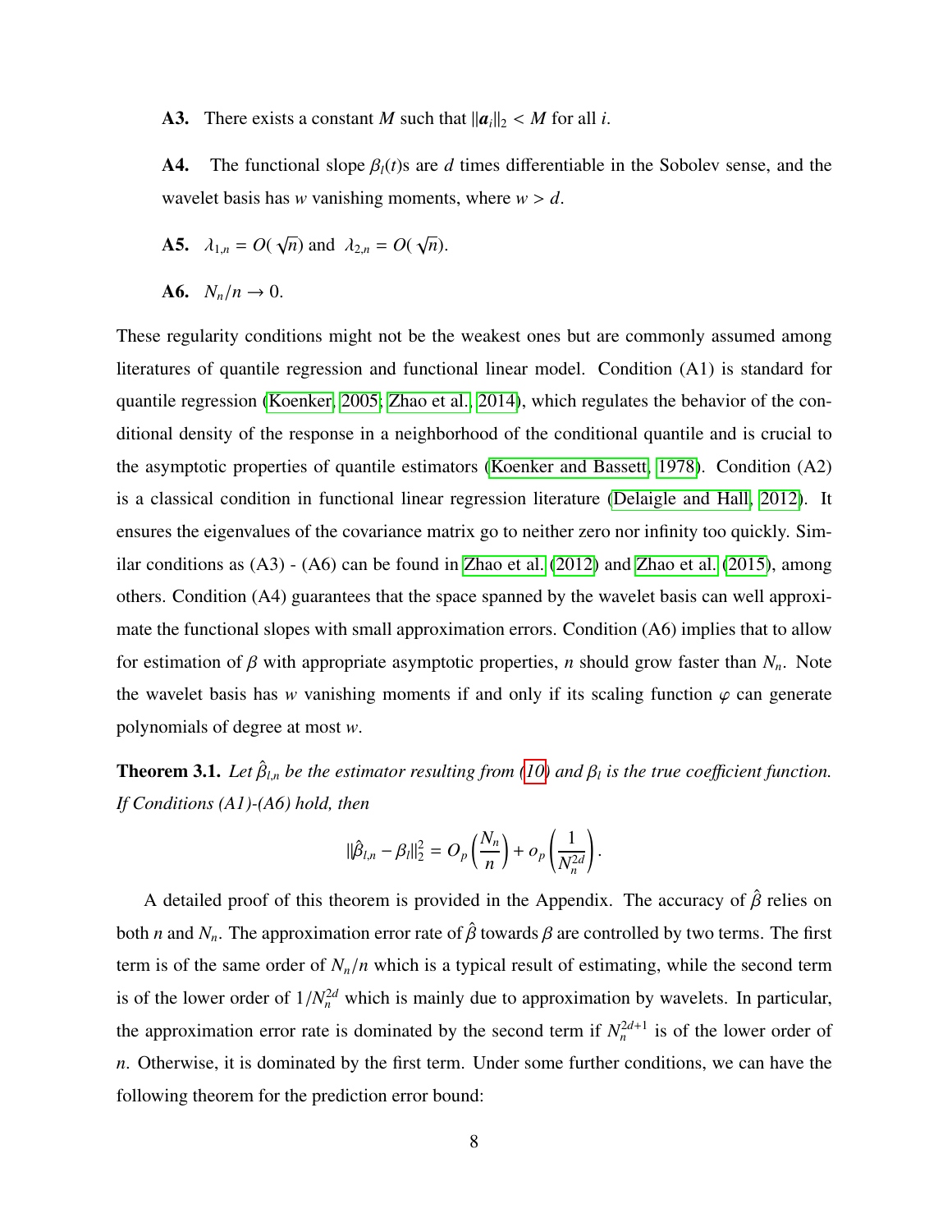**A3.** There exists a constant $M$ such that $\|\boldsymbol{a}_i\|_2 < M$ for all $i$.

**A4.** The functional slope $\beta_l(t)$s are $d$ times differentiable in the Sobolev sense, and the wavelet basis has $w$ vanishing moments, where $w > d$.

**A5.** $\lambda_{1,n} = O(\sqrt{n})$ and $\lambda_{2,n} = O(\sqrt{n})$.

**A6.** $N_n/n \to 0$.

These regularity conditions might not be the weakest ones but are commonly assumed among literatures of quantile regression and functional linear model. Condition (A1) is standard for quantile regression (Koenker, 2005; Zhao et al., 2014), which regulates the behavior of the conditional density of the response in a neighborhood of the conditional quantile and is crucial to the asymptotic properties of quantile estimators (Koenker and Bassett, 1978). Condition (A2) is a classical condition in functional linear regression literature (Delaigle and Hall, 2012). It ensures the eigenvalues of the covariance matrix go to neither zero nor infinity too quickly. Similar conditions as (A3) - (A6) can be found in Zhao et al. (2012) and Zhao et al. (2015), among others. Condition (A4) guarantees that the space spanned by the wavelet basis can well approximate the functional slopes with small approximation errors. Condition (A6) implies that to allow for estimation of $\beta$ with appropriate asymptotic properties, $n$ should grow faster than $N_n$. Note the wavelet basis has $w$ vanishing moments if and only if its scaling function $\varphi$ can generate polynomials of degree at most $w$.

**Theorem 3.1.** *Let $\hat{\beta}_{l,n}$ be the estimator resulting from (10) and $\beta_l$ is the true coefficient function. If Conditions (A1)-(A6) hold, then*

$$\|\hat{\beta}_{l,n} - \beta_l\|_2^2 = O_p\left(\frac{N_n}{n}\right) + o_p\left(\frac{1}{N_n^{2d}}\right).$$

A detailed proof of this theorem is provided in the Appendix. The accuracy of $\hat{\beta}$ relies on both $n$ and $N_n$. The approximation error rate of $\hat{\beta}$ towards $\beta$ are controlled by two terms. The first term is of the same order of $N_n/n$ which is a typical result of estimating, while the second term is of the lower order of $1/N_n^{2d}$ which is mainly due to approximation by wavelets. In particular, the approximation error rate is dominated by the second term if $N_n^{2d+1}$ is of the lower order of $n$. Otherwise, it is dominated by the first term. Under some further conditions, we can have the following theorem for the prediction error bound: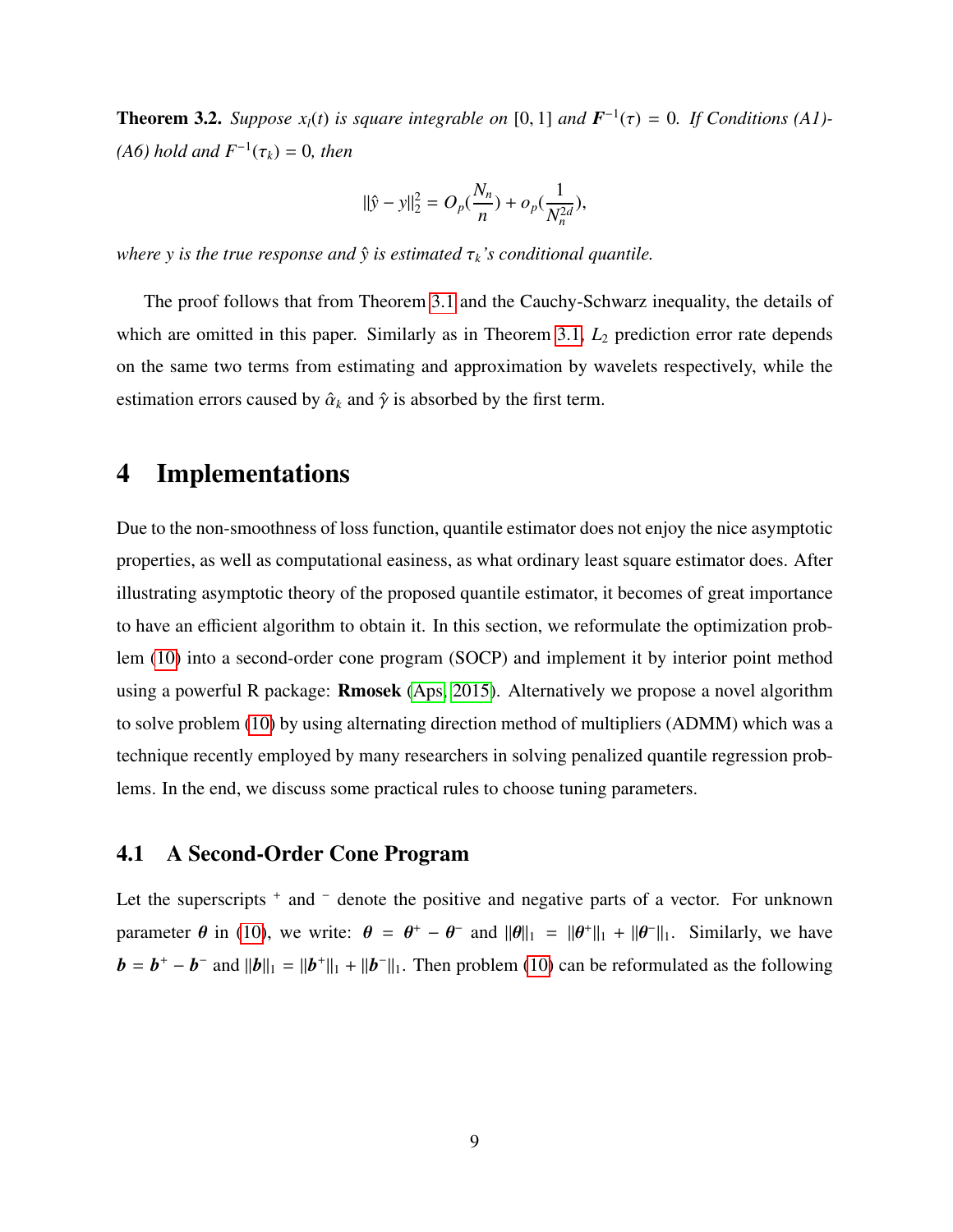**Theorem 3.2.** *Suppose $x_l(t)$ is square integrable on $[0,1]$ and $\boldsymbol{F}^{-1}(\tau) = 0$. If Conditions (A1)-(A6) hold and $F^{-1}(\tau_k) = 0$, then*

$$\|\hat{y} - y\|_2^2 = O_p\left(\frac{N_n}{n}\right) + o_p\left(\frac{1}{N_n^{2d}}\right),$$

*where $y$ is the true response and $\hat{y}$ is estimated $\tau_k$'s conditional quantile.*

The proof follows that from Theorem 3.1 and the Cauchy-Schwarz inequality, the details of which are omitted in this paper. Similarly as in Theorem 3.1, $L_2$ prediction error rate depends on the same two terms from estimating and approximation by wavelets respectively, while the estimation errors caused by $\hat{\alpha}_k$ and $\hat{\gamma}$ is absorbed by the first term.

# 4 Implementations

Due to the non-smoothness of loss function, quantile estimator does not enjoy the nice asymptotic properties, as well as computational easiness, as what ordinary least square estimator does. After illustrating asymptotic theory of the proposed quantile estimator, it becomes of great importance to have an efficient algorithm to obtain it. In this section, we reformulate the optimization problem (10) into a second-order cone program (SOCP) and implement it by interior point method using a powerful R package: **Rmosek** (Aps, 2015). Alternatively we propose a novel algorithm to solve problem (10) by using alternating direction method of multipliers (ADMM) which was a technique recently employed by many researchers in solving penalized quantile regression problems. In the end, we discuss some practical rules to choose tuning parameters.

## 4.1 A Second-Order Cone Program

Let the superscripts $^+$ and $^-$ denote the positive and negative parts of a vector. For unknown parameter $\boldsymbol{\theta}$ in (10), we write: $\boldsymbol{\theta} = \boldsymbol{\theta}^+ - \boldsymbol{\theta}^-$ and $\|\boldsymbol{\theta}\|_1 = \|\boldsymbol{\theta}^+\|_1 + \|\boldsymbol{\theta}^-\|_1$. Similarly, we have $\boldsymbol{b} = \boldsymbol{b}^+ - \boldsymbol{b}^-$ and $\|\boldsymbol{b}\|_1 = \|\boldsymbol{b}^+\|_1 + \|\boldsymbol{b}^-\|_1$. Then problem (10) can be reformulated as the following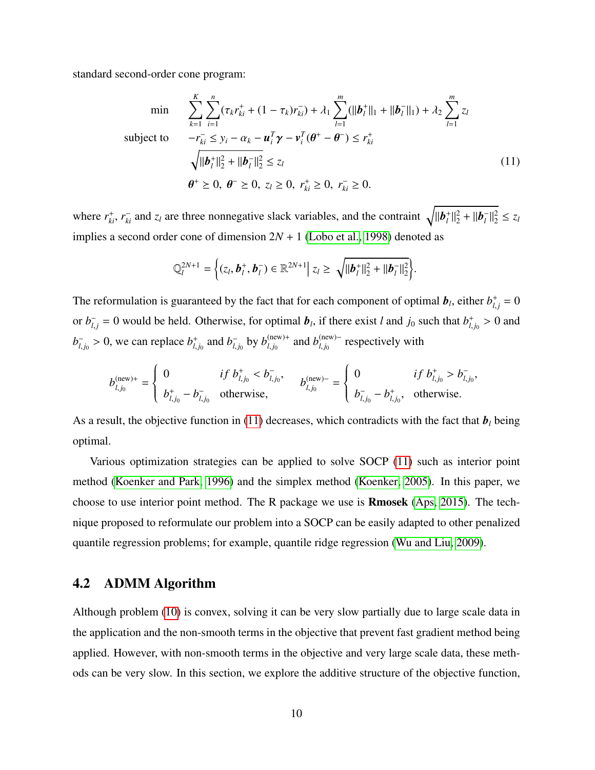standard second-order cone program:

$$
\begin{aligned}
\min \quad & \sum_{k=1}^{K}\sum_{i=1}^{n}(\tau_k r_{ki}^{+} + (1-\tau_k) r_{ki}^{-}) + \lambda_1 \sum_{l=1}^{m}(\|\boldsymbol{b}_l^{+}\|_1 + \|\boldsymbol{b}_l^{-}\|_1) + \lambda_2 \sum_{l=1}^{m} z_l \\
\text{subject to} \quad & -r_{ki}^{-} \leq y_i - \alpha_k - \boldsymbol{u}_i^T \boldsymbol{\gamma} - \boldsymbol{v}_i^T(\boldsymbol{\theta}^{+} - \boldsymbol{\theta}^{-}) \leq r_{ki}^{+} \\
& \sqrt{\|\boldsymbol{b}_l^{+}\|_2^2 + \|\boldsymbol{b}_l^{-}\|_2^2} \leq z_l \\
& \boldsymbol{\theta}^{+} \geq 0,\ \boldsymbol{\theta}^{-} \geq 0,\ z_l \geq 0,\ r_{ki}^{+} \geq 0,\ r_{ki}^{-} \geq 0.
\end{aligned}
\tag{11}
$$

where $r_{ki}^{+}$, $r_{ki}^{-}$ and $z_l$ are three nonnegative slack variables, and the contraint $\sqrt{\|\boldsymbol{b}_l^{+}\|_2^2 + \|\boldsymbol{b}_l^{-}\|_2^2} \leq z_l$ implies a second order cone of dimension $2N+1$ (Lobo et al., 1998) denoted as

$$
\mathbb{Q}_l^{2N+1} = \left\{ (z_l, \boldsymbol{b}_l^{+}, \boldsymbol{b}_l^{-}) \in \mathbb{R}^{2N+1} \middle| \, z_l \geq \sqrt{\|\boldsymbol{b}_l^{+}\|_2^2 + \|\boldsymbol{b}_l^{-}\|_2^2} \right\}.
$$

The reformulation is guaranteed by the fact that for each component of optimal $\boldsymbol{b}_l$, either $b_{l,j}^{+} = 0$ or $b_{l,j}^{-} = 0$ would be held. Otherwise, for optimal $\boldsymbol{b}_l$, if there exist $l$ and $j_0$ such that $b_{l,j_0}^{+} > 0$ and $b_{l,j_0}^{-} > 0$, we can replace $b_{l,j_0}^{+}$ and $b_{l,j_0}^{-}$ by $b_{l,j_0}^{(\text{new})+}$ and $b_{l,j_0}^{(\text{new})-}$ respectively with

$$
b_{l,j_0}^{(\text{new})+} = \begin{cases} 0 & if\ b_{l,j_0}^{+} < b_{l,j_0}^{-}, \\ b_{l,j_0}^{+} - b_{l,j_0}^{-} & \text{otherwise}, \end{cases} \qquad b_{l,j_0}^{(\text{new})-} = \begin{cases} 0 & if\ b_{l,j_0}^{+} > b_{l,j_0}^{-}, \\ b_{l,j_0}^{-} - b_{l,j_0}^{+}, & \text{otherwise}. \end{cases}
$$

As a result, the objective function in (11) decreases, which contradicts with the fact that $\boldsymbol{b}_l$ being optimal.

Various optimization strategies can be applied to solve SOCP (11) such as interior point method (Koenker and Park, 1996) and the simplex method (Koenker, 2005). In this paper, we choose to use interior point method. The R package we use is **Rmosek** (Aps, 2015). The technique proposed to reformulate our problem into a SOCP can be easily adapted to other penalized quantile regression problems; for example, quantile ridge regression (Wu and Liu, 2009).

## 4.2 ADMM Algorithm

Although problem (10) is convex, solving it can be very slow partially due to large scale data in the application and the non-smooth terms in the objective that prevent fast gradient method being applied. However, with non-smooth terms in the objective and very large scale data, these methods can be very slow. In this section, we explore the additive structure of the objective function,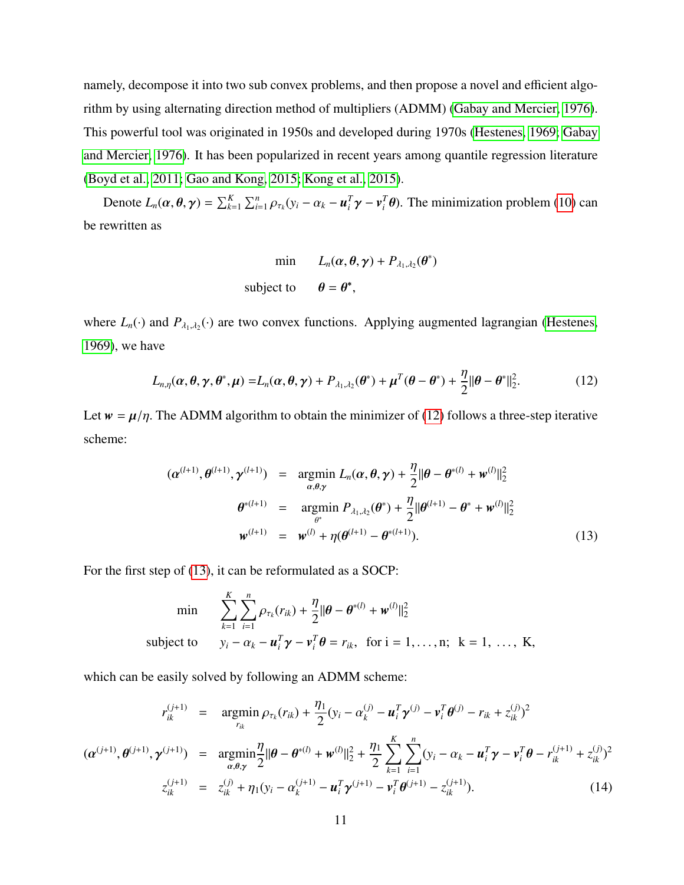namely, decompose it into two sub convex problems, and then propose a novel and efficient algorithm by using alternating direction method of multipliers (ADMM) (Gabay and Mercier, 1976). This powerful tool was originated in 1950s and developed during 1970s (Hestenes, 1969; Gabay and Mercier, 1976). It has been popularized in recent years among quantile regression literature (Boyd et al., 2011; Gao and Kong, 2015; Kong et al., 2015).

Denote $L_n(\boldsymbol{\alpha}, \boldsymbol{\theta}, \boldsymbol{\gamma}) = \sum_{k=1}^{K} \sum_{i=1}^{n} \rho_{\tau_k}(y_i - \alpha_k - \boldsymbol{u}_i^T \boldsymbol{\gamma} - \boldsymbol{v}_i^T \boldsymbol{\theta})$. The minimization problem (10) can be rewritten as

$$
\begin{aligned}
\min \quad & L_n(\boldsymbol{\alpha}, \boldsymbol{\theta}, \boldsymbol{\gamma}) + P_{\lambda_1, \lambda_2}(\boldsymbol{\theta}^*) \\
\text{subject to} \quad & \boldsymbol{\theta} = \boldsymbol{\theta}^*,
\end{aligned}
$$

where $L_n(\cdot)$ and $P_{\lambda_1,\lambda_2}(\cdot)$ are two convex functions. Applying augmented lagrangian (Hestenes, 1969), we have

$$
L_{n,\eta}(\boldsymbol{\alpha}, \boldsymbol{\theta}, \boldsymbol{\gamma}, \boldsymbol{\theta}^*, \boldsymbol{\mu}) = L_n(\boldsymbol{\alpha}, \boldsymbol{\theta}, \boldsymbol{\gamma}) + P_{\lambda_1,\lambda_2}(\boldsymbol{\theta}^*) + \boldsymbol{\mu}^T(\boldsymbol{\theta} - \boldsymbol{\theta}^*) + \frac{\eta}{2}\|\boldsymbol{\theta} - \boldsymbol{\theta}^*\|_2^2. \tag{12}
$$

Let $\boldsymbol{w} = \boldsymbol{\mu}/\eta$. The ADMM algorithm to obtain the minimizer of (12) follows a three-step iterative scheme:

$$
\begin{aligned}
(\boldsymbol{\alpha}^{(l+1)}, \boldsymbol{\theta}^{(l+1)}, \boldsymbol{\gamma}^{(l+1)}) &= \underset{\boldsymbol{\alpha},\boldsymbol{\theta},\boldsymbol{\gamma}}{\text{argmin}} \; L_n(\boldsymbol{\alpha}, \boldsymbol{\theta}, \boldsymbol{\gamma}) + \frac{\eta}{2}\|\boldsymbol{\theta} - \boldsymbol{\theta}^{*(l)} + \boldsymbol{w}^{(l)}\|_2^2 \\
\boldsymbol{\theta}^{*(l+1)} &= \underset{\boldsymbol{\theta}^*}{\text{argmin}} \; P_{\lambda_1,\lambda_2}(\boldsymbol{\theta}^*) + \frac{\eta}{2}\|\boldsymbol{\theta}^{(l+1)} - \boldsymbol{\theta}^* + \boldsymbol{w}^{(l)}\|_2^2 \\
\boldsymbol{w}^{(l+1)} &= \boldsymbol{w}^{(l)} + \eta(\boldsymbol{\theta}^{(l+1)} - \boldsymbol{\theta}^{*(l+1)}).
\end{aligned} \tag{13}
$$

For the first step of (13), it can be reformulated as a SOCP:

$$
\begin{aligned}
\min \quad & \sum_{k=1}^{K}\sum_{i=1}^{n} \rho_{\tau_k}(r_{ik}) + \frac{\eta}{2}\|\boldsymbol{\theta} - \boldsymbol{\theta}^{*(l)} + \boldsymbol{w}^{(l)}\|_2^2 \\
\text{subject to} \quad & y_i - \alpha_k - \boldsymbol{u}_i^T\boldsymbol{\gamma} - \boldsymbol{v}_i^T\boldsymbol{\theta} = r_{ik}, \quad \text{for i} = 1, \ldots, \text{n}; \;\; \text{k} = 1, \; \ldots, \; \text{K},
\end{aligned}
$$

which can be easily solved by following an ADMM scheme:

$$
\begin{aligned}
r_{ik}^{(j+1)} &= \underset{r_{ik}}{\text{argmin}} \; \rho_{\tau_k}(r_{ik}) + \frac{\eta_1}{2}(y_i - \alpha_k^{(j)} - \boldsymbol{u}_i^T\boldsymbol{\gamma}^{(j)} - \boldsymbol{v}_i^T\boldsymbol{\theta}^{(j)} - r_{ik} + z_{ik}^{(j)})^2 \\
(\boldsymbol{\alpha}^{(j+1)}, \boldsymbol{\theta}^{(j+1)}, \boldsymbol{\gamma}^{(j+1)}) &= \underset{\boldsymbol{\alpha},\boldsymbol{\theta},\boldsymbol{\gamma}}{\text{argmin}} \frac{\eta}{2}\|\boldsymbol{\theta} - \boldsymbol{\theta}^{*(l)} + \boldsymbol{w}^{(l)}\|_2^2 + \frac{\eta_1}{2}\sum_{k=1}^{K}\sum_{i=1}^{n}(y_i - \alpha_k - \boldsymbol{u}_i^T\boldsymbol{\gamma} - \boldsymbol{v}_i^T\boldsymbol{\theta} - r_{ik}^{(j+1)} + z_{ik}^{(j)})^2 \\
z_{ik}^{(j+1)} &= z_{ik}^{(j)} + \eta_1(y_i - \alpha_k^{(j+1)} - \boldsymbol{u}_i^T\boldsymbol{\gamma}^{(j+1)} - \boldsymbol{v}_i^T\boldsymbol{\theta}^{(j+1)} - z_{ik}^{(j+1)}).
\end{aligned} \tag{14}
$$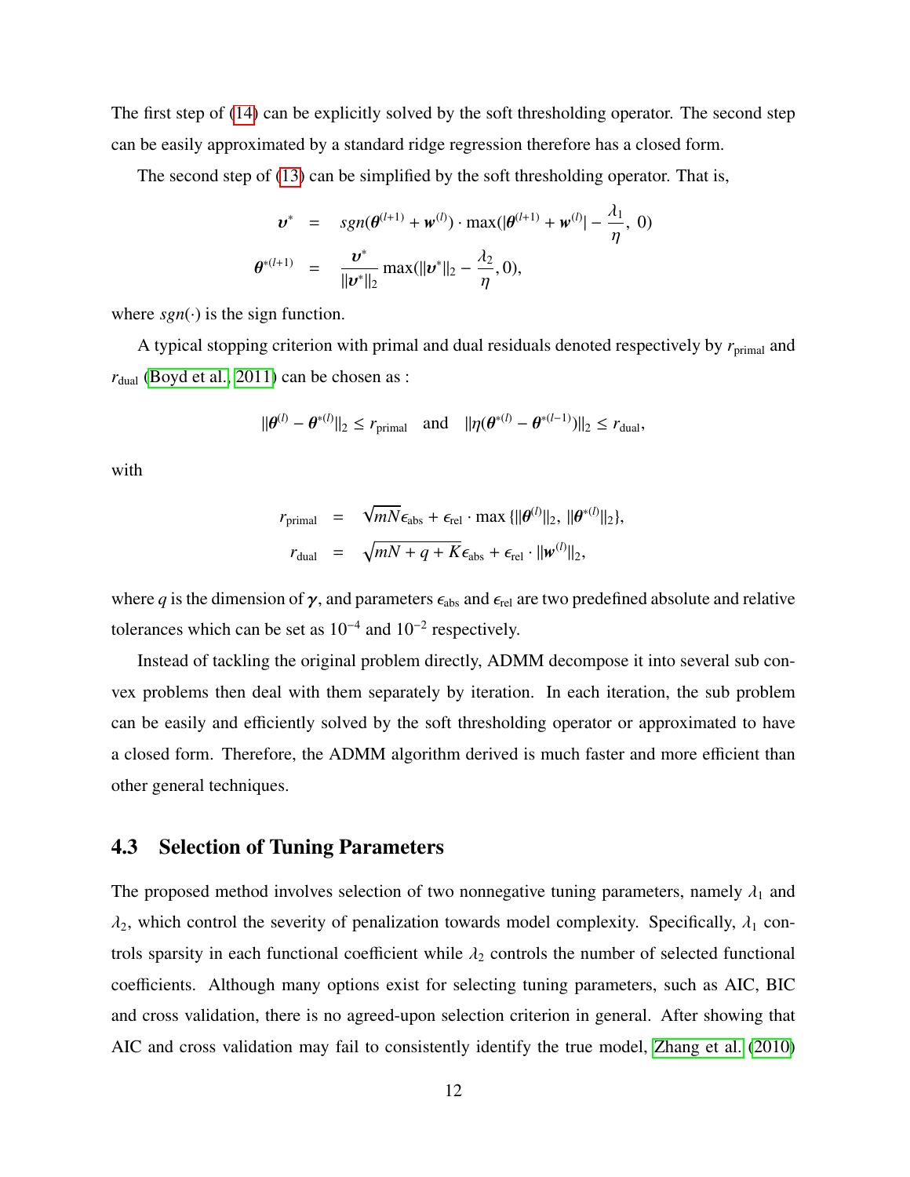The first step of (14) can be explicitly solved by the soft thresholding operator. The second step can be easily approximated by a standard ridge regression therefore has a closed form.

The second step of (13) can be simplified by the soft thresholding operator. That is,

$$
\begin{aligned}
\boldsymbol{\upsilon}^* &= sgn(\boldsymbol{\theta}^{(l+1)} + \boldsymbol{w}^{(l)}) \cdot \max(|\boldsymbol{\theta}^{(l+1)} + \boldsymbol{w}^{(l)}| - \frac{\lambda_1}{\eta},\ 0) \\
\boldsymbol{\theta}^{*(l+1)} &= \frac{\boldsymbol{\upsilon}^*}{\|\boldsymbol{\upsilon}^*\|_2} \max(\|\boldsymbol{\upsilon}^*\|_2 - \frac{\lambda_2}{\eta}, 0),
\end{aligned}
$$

where $sgn(\cdot)$ is the sign function.

A typical stopping criterion with primal and dual residuals denoted respectively by $r_{\text{primal}}$ and $r_{\text{dual}}$ (Boyd et al., 2011) can be chosen as :

$$
\|\boldsymbol{\theta}^{(l)} - \boldsymbol{\theta}^{*(l)}\|_2 \leq r_{\text{primal}} \quad \text{and} \quad \|\eta(\boldsymbol{\theta}^{*(l)} - \boldsymbol{\theta}^{*(l-1)})\|_2 \leq r_{\text{dual}},
$$

with

$$
\begin{aligned}
r_{\text{primal}} &= \sqrt{mN}\epsilon_{\text{abs}} + \epsilon_{\text{rel}} \cdot \max\{\|\boldsymbol{\theta}^{(l)}\|_2,\ \|\boldsymbol{\theta}^{*(l)}\|_2\}, \\
r_{\text{dual}} &= \sqrt{mN + q + K}\epsilon_{\text{abs}} + \epsilon_{\text{rel}} \cdot \|\boldsymbol{w}^{(l)}\|_2,
\end{aligned}
$$

where $q$ is the dimension of $\boldsymbol{\gamma}$, and parameters $\epsilon_{\text{abs}}$ and $\epsilon_{\text{rel}}$ are two predefined absolute and relative tolerances which can be set as $10^{-4}$ and $10^{-2}$ respectively.

Instead of tackling the original problem directly, ADMM decompose it into several sub convex problems then deal with them separately by iteration. In each iteration, the sub problem can be easily and efficiently solved by the soft thresholding operator or approximated to have a closed form. Therefore, the ADMM algorithm derived is much faster and more efficient than other general techniques.

## 4.3 Selection of Tuning Parameters

The proposed method involves selection of two nonnegative tuning parameters, namely $\lambda_1$ and $\lambda_2$, which control the severity of penalization towards model complexity. Specifically, $\lambda_1$ controls sparsity in each functional coefficient while $\lambda_2$ controls the number of selected functional coefficients. Although many options exist for selecting tuning parameters, such as AIC, BIC and cross validation, there is no agreed-upon selection criterion in general. After showing that AIC and cross validation may fail to consistently identify the true model, Zhang et al. (2010)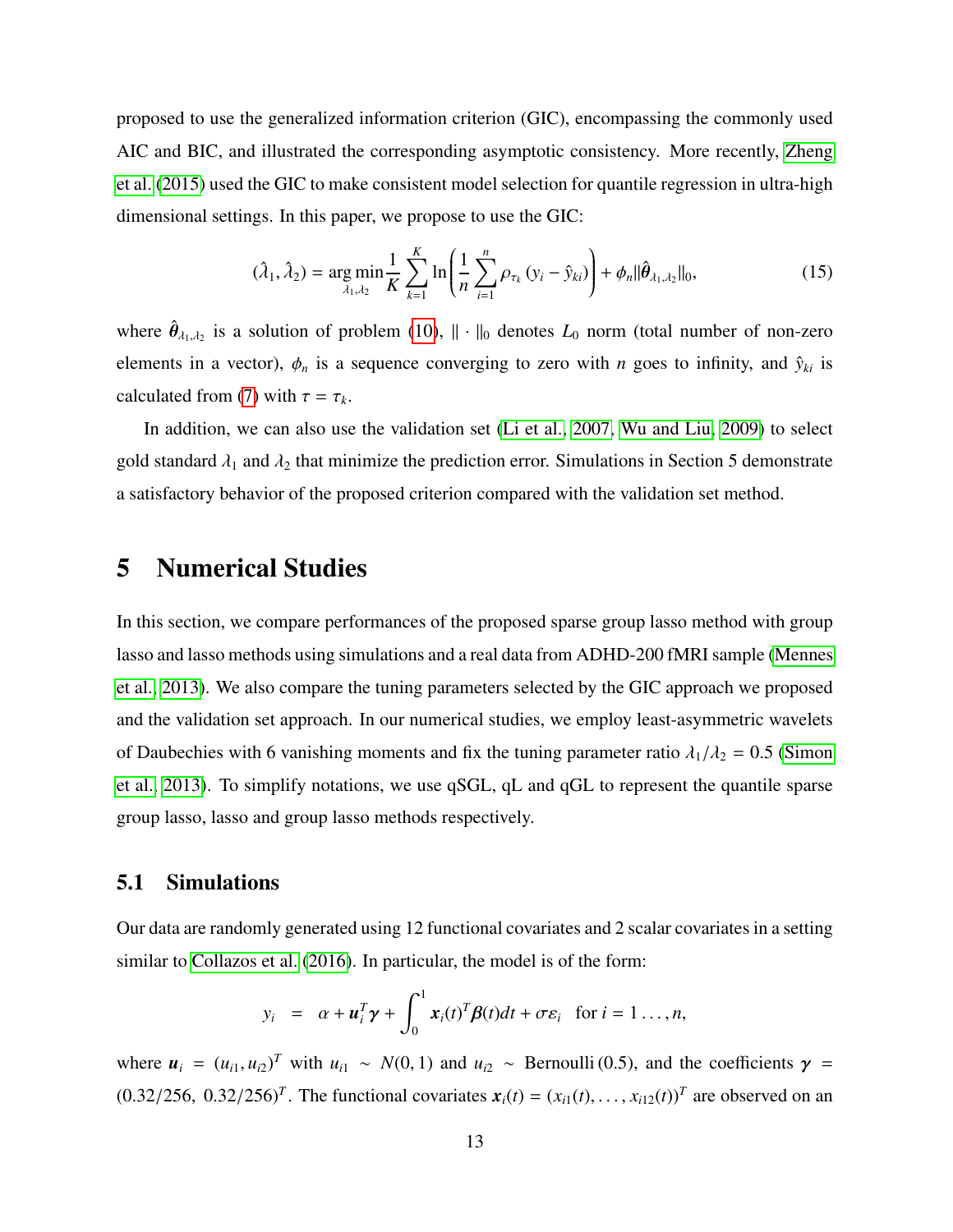proposed to use the generalized information criterion (GIC), encompassing the commonly used AIC and BIC, and illustrated the corresponding asymptotic consistency. More recently, Zheng et al. (2015) used the GIC to make consistent model selection for quantile regression in ultra-high dimensional settings. In this paper, we propose to use the GIC:

$$(\hat{\lambda}_1, \hat{\lambda}_2) = \arg\min_{\lambda_1, \lambda_2} \frac{1}{K} \sum_{k=1}^{K} \ln\left( \frac{1}{n} \sum_{i=1}^{n} \rho_{\tau_k} (y_i - \hat{y}_{ki}) \right) + \phi_n \|\hat{\boldsymbol{\theta}}_{\lambda_1, \lambda_2}\|_0, \tag{15}$$

where $\hat{\boldsymbol{\theta}}_{\lambda_1, \lambda_2}$ is a solution of problem (10), $\| \cdot \|_0$ denotes $L_0$ norm (total number of non-zero elements in a vector), $\phi_n$ is a sequence converging to zero with $n$ goes to infinity, and $\hat{y}_{ki}$ is calculated from (7) with $\tau = \tau_k$.

In addition, we can also use the validation set (Li et al., 2007, Wu and Liu, 2009) to select gold standard $\lambda_1$ and $\lambda_2$ that minimize the prediction error. Simulations in Section 5 demonstrate a satisfactory behavior of the proposed criterion compared with the validation set method.

# 5 Numerical Studies

In this section, we compare performances of the proposed sparse group lasso method with group lasso and lasso methods using simulations and a real data from ADHD-200 fMRI sample (Mennes et al., 2013). We also compare the tuning parameters selected by the GIC approach we proposed and the validation set approach. In our numerical studies, we employ least-asymmetric wavelets of Daubechies with 6 vanishing moments and fix the tuning parameter ratio $\lambda_1/\lambda_2 = 0.5$ (Simon et al., 2013). To simplify notations, we use qSGL, qL and qGL to represent the quantile sparse group lasso, lasso and group lasso methods respectively.

## 5.1 Simulations

Our data are randomly generated using 12 functional covariates and 2 scalar covariates in a setting similar to Collazos et al. (2016). In particular, the model is of the form:

$$y_i \;\;=\;\; \alpha + \boldsymbol{u}_i^T \boldsymbol{\gamma} + \int_0^1 \boldsymbol{x}_i(t)^T \boldsymbol{\beta}(t) dt + \sigma \varepsilon_i \quad \text{for } i = 1 \ldots, n,$$

where $\boldsymbol{u}_i = (u_{i1}, u_{i2})^T$ with $u_{i1} \sim N(0, 1)$ and $u_{i2} \sim \text{Bernoulli}(0.5)$, and the coefficients $\boldsymbol{\gamma} = (0.32/256,\ 0.32/256)^T$. The functional covariates $\boldsymbol{x}_i(t) = (x_{i1}(t), \ldots, x_{i12}(t))^T$ are observed on an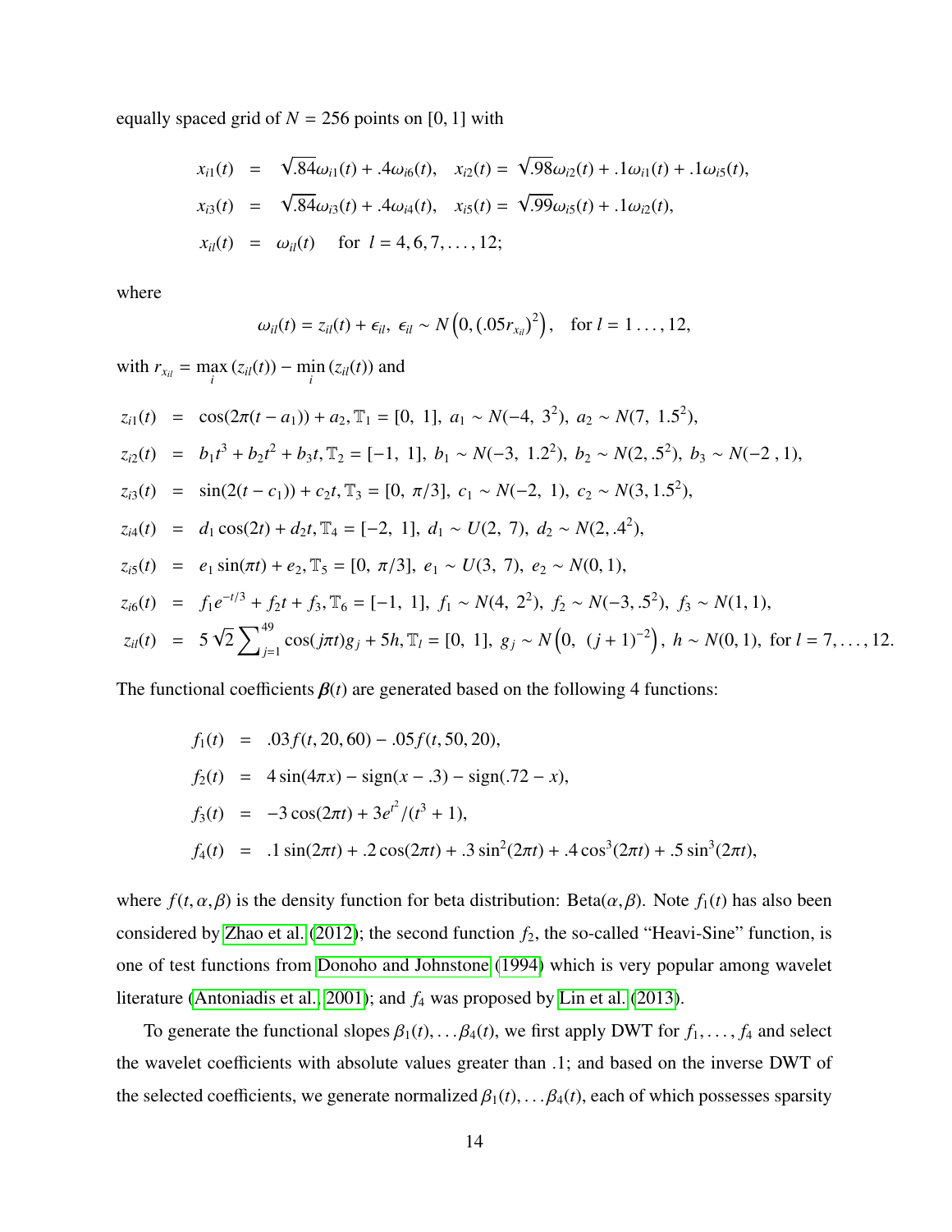equally spaced grid of $N = 256$ points on $[0, 1]$ with

$$
\begin{aligned}
x_{i1}(t) &= \sqrt{.84}\omega_{i1}(t) + .4\omega_{i6}(t), \quad x_{i2}(t) = \sqrt{.98}\omega_{i2}(t) + .1\omega_{i1}(t) + .1\omega_{i5}(t), \\
x_{i3}(t) &= \sqrt{.84}\omega_{i3}(t) + .4\omega_{i4}(t), \quad x_{i5}(t) = \sqrt{.99}\omega_{i5}(t) + .1\omega_{i2}(t), \\
x_{il}(t) &= \omega_{il}(t) \quad \text{for } l = 4, 6, 7, \ldots, 12;
\end{aligned}
$$

where

$$
\omega_{il}(t) = z_{il}(t) + \epsilon_{il}, \ \epsilon_{il} \sim N\left(0, (.05 r_{x_{il}})^2\right), \quad \text{for } l = 1 \ldots, 12,
$$

with $r_{x_{il}} = \max_i (z_{il}(t)) - \min_i (z_{il}(t))$ and

$$
\begin{aligned}
z_{i1}(t) &= \cos(2\pi(t - a_1)) + a_2, \mathbb{T}_1 = [0,\ 1],\ a_1 \sim N(-4,\ 3^2),\ a_2 \sim N(7,\ 1.5^2), \\
z_{i2}(t) &= b_1 t^3 + b_2 t^2 + b_3 t, \mathbb{T}_2 = [-1,\ 1],\ b_1 \sim N(-3,\ 1.2^2),\ b_2 \sim N(2, .5^2),\ b_3 \sim N(-2\ , 1), \\
z_{i3}(t) &= \sin(2(t - c_1)) + c_2 t, \mathbb{T}_3 = [0,\ \pi/3],\ c_1 \sim N(-2,\ 1),\ c_2 \sim N(3, 1.5^2), \\
z_{i4}(t) &= d_1 \cos(2t) + d_2 t, \mathbb{T}_4 = [-2,\ 1],\ d_1 \sim U(2,\ 7),\ d_2 \sim N(2, .4^2), \\
z_{i5}(t) &= e_1 \sin(\pi t) + e_2, \mathbb{T}_5 = [0,\ \pi/3],\ e_1 \sim U(3,\ 7),\ e_2 \sim N(0, 1), \\
z_{i6}(t) &= f_1 e^{-t/3} + f_2 t + f_3, \mathbb{T}_6 = [-1,\ 1],\ f_1 \sim N(4,\ 2^2),\ f_2 \sim N(-3, .5^2),\ f_3 \sim N(1, 1), \\
z_{il}(t) &= 5\sqrt{2}\sum_{j=1}^{49} \cos(j\pi t) g_j + 5h, \mathbb{T}_l = [0,\ 1],\ g_j \sim N\left(0,\ (j+1)^{-2}\right),\ h \sim N(0, 1),\ \text{for } l = 7, \ldots, 12.
\end{aligned}
$$

The functional coefficients $\boldsymbol{\beta}(t)$ are generated based on the following 4 functions:

$$
\begin{aligned}
f_1(t) &= .03 f(t, 20, 60) - .05 f(t, 50, 20), \\
f_2(t) &= 4\sin(4\pi x) - \text{sign}(x - .3) - \text{sign}(.72 - x), \\
f_3(t) &= -3\cos(2\pi t) + 3e^{t^2}/(t^3 + 1), \\
f_4(t) &= .1\sin(2\pi t) + .2\cos(2\pi t) + .3\sin^2(2\pi t) + .4\cos^3(2\pi t) + .5\sin^3(2\pi t),
\end{aligned}
$$

where $f(t, \alpha, \beta)$ is the density function for beta distribution: Beta$(\alpha, \beta)$. Note $f_1(t)$ has also been considered by Zhao et al. (2012); the second function $f_2$, the so-called "Heavi-Sine" function, is one of test functions from Donoho and Johnstone (1994) which is very popular among wavelet literature (Antoniadis et al., 2001); and $f_4$ was proposed by Lin et al. (2013).

To generate the functional slopes $\beta_1(t), \ldots \beta_4(t)$, we first apply DWT for $f_1, \ldots, f_4$ and select the wavelet coefficients with absolute values greater than .1; and based on the inverse DWT of the selected coefficients, we generate normalized $\beta_1(t), \ldots \beta_4(t)$, each of which possesses sparsity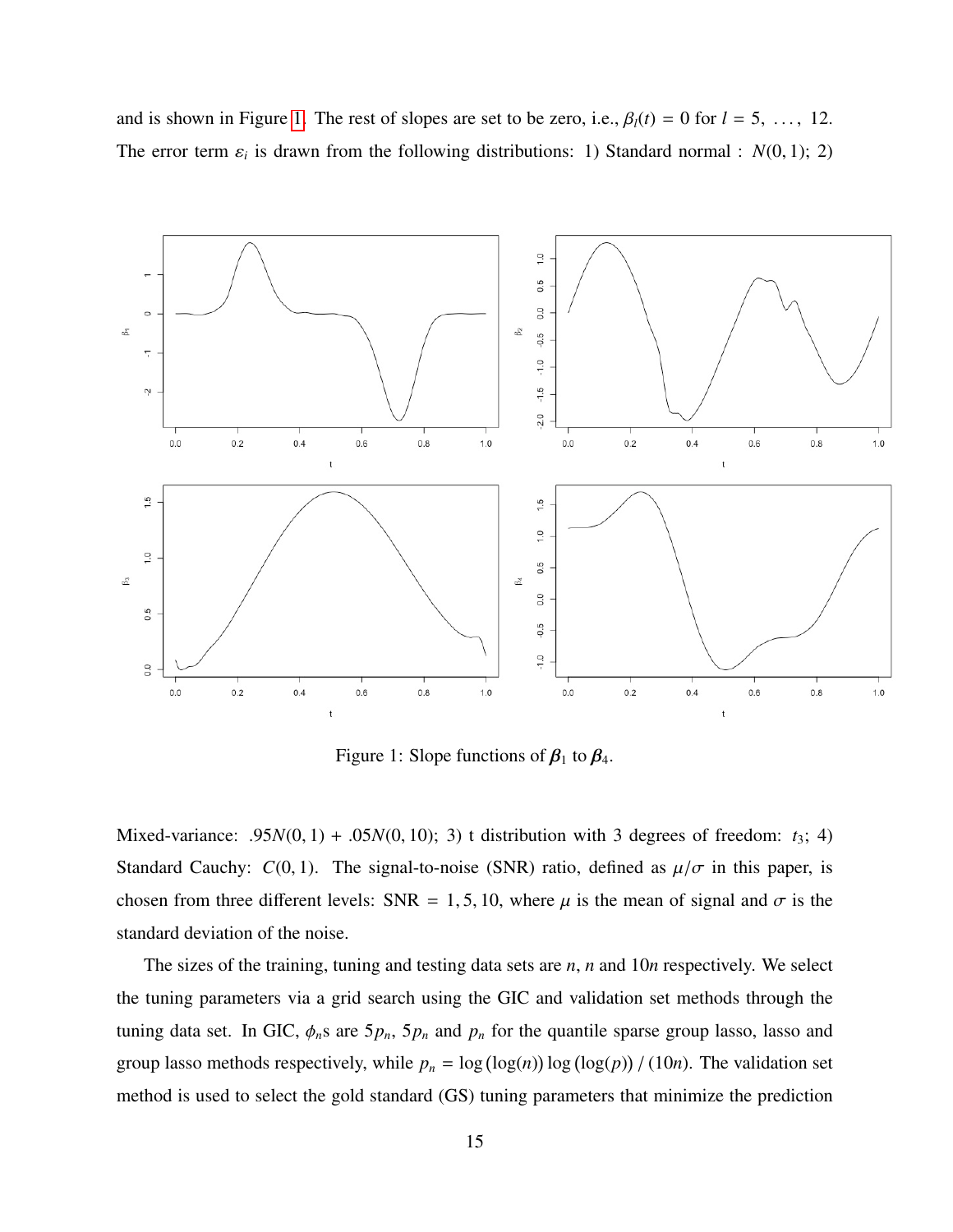and is shown in Figure 1. The rest of slopes are set to be zero, i.e., $\beta_l(t) = 0$ for $l = 5, \ldots, 12$. The error term $\varepsilon_i$ is drawn from the following distributions: 1) Standard normal : $N(0, 1)$; 2)

Figure 1: Slope functions of $\boldsymbol{\beta}_1$ to $\boldsymbol{\beta}_4$.

Mixed-variance: $.95N(0, 1) + .05N(0, 10)$; 3) t distribution with 3 degrees of freedom: $t_3$; 4) Standard Cauchy: $C(0, 1)$. The signal-to-noise (SNR) ratio, defined as $\mu/\sigma$ in this paper, is chosen from three different levels: SNR $= 1, 5, 10$, where $\mu$ is the mean of signal and $\sigma$ is the standard deviation of the noise.

The sizes of the training, tuning and testing data sets are $n$, $n$ and $10n$ respectively. We select the tuning parameters via a grid search using the GIC and validation set methods through the tuning data set. In GIC, $\phi_n$s are $5p_n$, $5p_n$ and $p_n$ for the quantile sparse group lasso, lasso and group lasso methods respectively, while $p_n = \log(\log(n))\log(\log(p))/(10n)$. The validation set method is used to select the gold standard (GS) tuning parameters that minimize the prediction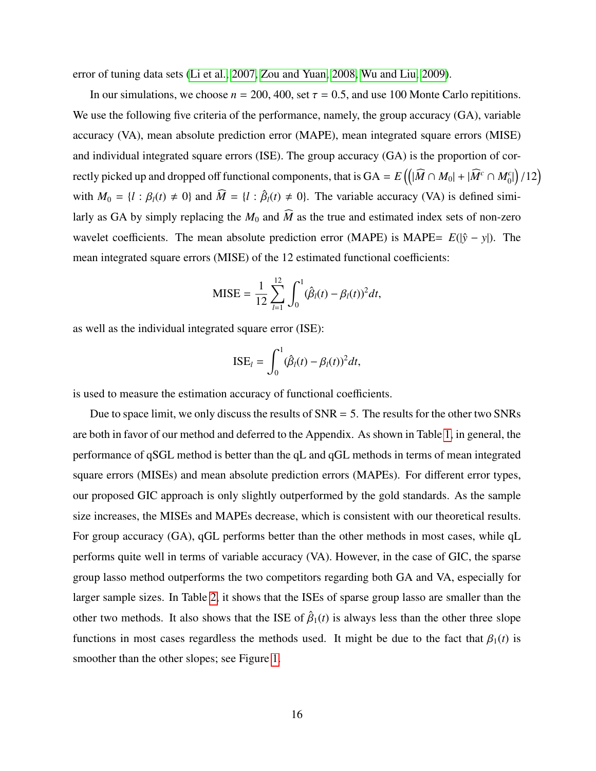error of tuning data sets (Li et al., 2007, Zou and Yuan, 2008, Wu and Liu, 2009).

In our simulations, we choose $n = 200, 400$, set $\tau = 0.5$, and use 100 Monte Carlo repititions. We use the following five criteria of the performance, namely, the group accuracy (GA), variable accuracy (VA), mean absolute prediction error (MAPE), mean integrated square errors (MISE) and individual integrated square errors (ISE). The group accuracy (GA) is the proportion of correctly picked up and dropped off functional components, that is $\text{GA} = E\left(\left(|\widehat{M} \cap M_0| + |\widehat{M}^c \cap M_0^c|\right)/12\right)$ with $M_0 = \{l : \beta_l(t) \neq 0\}$ and $\widehat{M} = \{l : \hat{\beta}_l(t) \neq 0\}$. The variable accuracy (VA) is defined similarly as GA by simply replacing the $M_0$ and $\widehat{M}$ as the true and estimated index sets of non-zero wavelet coefficients. The mean absolute prediction error (MAPE) is MAPE= $E(|\hat{y} - y|)$. The mean integrated square errors (MISE) of the 12 estimated functional coefficients:

$$\text{MISE} = \frac{1}{12}\sum_{l=1}^{12}\int_0^1 (\hat{\beta}_l(t) - \beta_l(t))^2 dt,$$

as well as the individual integrated square error (ISE):

$$\text{ISE}_l = \int_0^1 (\hat{\beta}_l(t) - \beta_l(t))^2 dt,$$

is used to measure the estimation accuracy of functional coefficients.

Due to space limit, we only discuss the results of SNR = 5. The results for the other two SNRs are both in favor of our method and deferred to the Appendix. As shown in Table 1, in general, the performance of qSGL method is better than the qL and qGL methods in terms of mean integrated square errors (MISEs) and mean absolute prediction errors (MAPEs). For different error types, our proposed GIC approach is only slightly outperformed by the gold standards. As the sample size increases, the MISEs and MAPEs decrease, which is consistent with our theoretical results. For group accuracy (GA), qGL performs better than the other methods in most cases, while qL performs quite well in terms of variable accuracy (VA). However, in the case of GIC, the sparse group lasso method outperforms the two competitors regarding both GA and VA, especially for larger sample sizes. In Table 2, it shows that the ISEs of sparse group lasso are smaller than the other two methods. It also shows that the ISE of $\hat{\beta}_1(t)$ is always less than the other three slope functions in most cases regardless the methods used. It might be due to the fact that $\beta_1(t)$ is smoother than the other slopes; see Figure 1.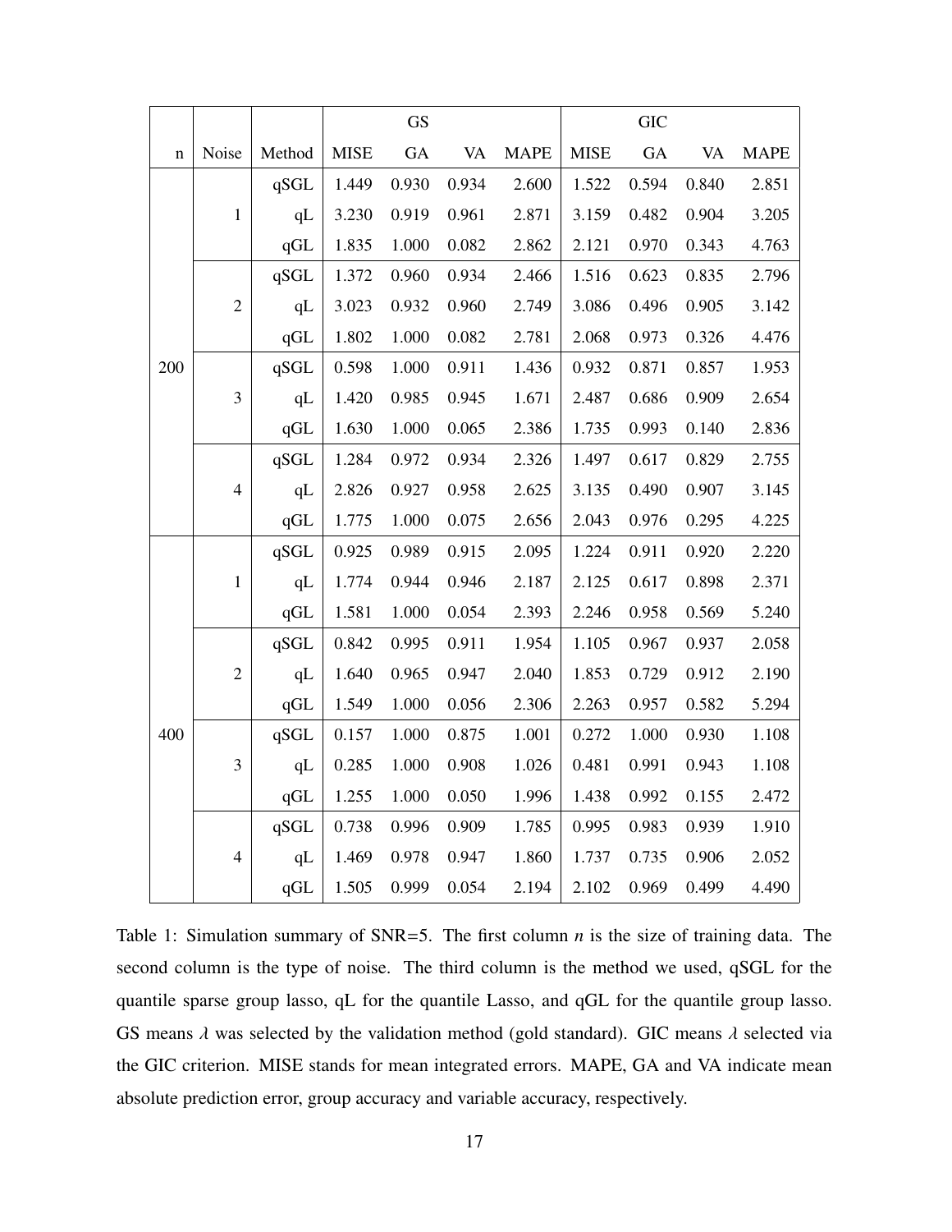| n | Noise | Method | GS | | | | GIC | | | |
|---|---|---|---|---|---|---|---|---|---|---|
| | | | MISE | GA | VA | MAPE | MISE | GA | VA | MAPE |
| 200 | 1 | qSGL | 1.449 | 0.930 | 0.934 | 2.600 | 1.522 | 0.594 | 0.840 | 2.851 |
| | | qL | 3.230 | 0.919 | 0.961 | 2.871 | 3.159 | 0.482 | 0.904 | 3.205 |
| | | qGL | 1.835 | 1.000 | 0.082 | 2.862 | 2.121 | 0.970 | 0.343 | 4.763 |
| | 2 | qSGL | 1.372 | 0.960 | 0.934 | 2.466 | 1.516 | 0.623 | 0.835 | 2.796 |
| | | qL | 3.023 | 0.932 | 0.960 | 2.749 | 3.086 | 0.496 | 0.905 | 3.142 |
| | | qGL | 1.802 | 1.000 | 0.082 | 2.781 | 2.068 | 0.973 | 0.326 | 4.476 |
| | 3 | qSGL | 0.598 | 1.000 | 0.911 | 1.436 | 0.932 | 0.871 | 0.857 | 1.953 |
| | | qL | 1.420 | 0.985 | 0.945 | 1.671 | 2.487 | 0.686 | 0.909 | 2.654 |
| | | qGL | 1.630 | 1.000 | 0.065 | 2.386 | 1.735 | 0.993 | 0.140 | 2.836 |
| | 4 | qSGL | 1.284 | 0.972 | 0.934 | 2.326 | 1.497 | 0.617 | 0.829 | 2.755 |
| | | qL | 2.826 | 0.927 | 0.958 | 2.625 | 3.135 | 0.490 | 0.907 | 3.145 |
| | | qGL | 1.775 | 1.000 | 0.075 | 2.656 | 2.043 | 0.976 | 0.295 | 4.225 |
| 400 | 1 | qSGL | 0.925 | 0.989 | 0.915 | 2.095 | 1.224 | 0.911 | 0.920 | 2.220 |
| | | qL | 1.774 | 0.944 | 0.946 | 2.187 | 2.125 | 0.617 | 0.898 | 2.371 |
| | | qGL | 1.581 | 1.000 | 0.054 | 2.393 | 2.246 | 0.958 | 0.569 | 5.240 |
| | 2 | qSGL | 0.842 | 0.995 | 0.911 | 1.954 | 1.105 | 0.967 | 0.937 | 2.058 |
| | | qL | 1.640 | 0.965 | 0.947 | 2.040 | 1.853 | 0.729 | 0.912 | 2.190 |
| | | qGL | 1.549 | 1.000 | 0.056 | 2.306 | 2.263 | 0.957 | 0.582 | 5.294 |
| | 3 | qSGL | 0.157 | 1.000 | 0.875 | 1.001 | 0.272 | 1.000 | 0.930 | 1.108 |
| | | qL | 0.285 | 1.000 | 0.908 | 1.026 | 0.481 | 0.991 | 0.943 | 1.108 |
| | | qGL | 1.255 | 1.000 | 0.050 | 1.996 | 1.438 | 0.992 | 0.155 | 2.472 |
| | 4 | qSGL | 0.738 | 0.996 | 0.909 | 1.785 | 0.995 | 0.983 | 0.939 | 1.910 |
| | | qL | 1.469 | 0.978 | 0.947 | 1.860 | 1.737 | 0.735 | 0.906 | 2.052 |
| | | qGL | 1.505 | 0.999 | 0.054 | 2.194 | 2.102 | 0.969 | 0.499 | 4.490 |

Table 1: Simulation summary of SNR=5. The first column $n$ is the size of training data. The second column is the type of noise. The third column is the method we used, qSGL for the quantile sparse group lasso, qL for the quantile Lasso, and qGL for the quantile group lasso. GS means $\lambda$ was selected by the validation method (gold standard). GIC means $\lambda$ selected via the GIC criterion. MISE stands for mean integrated errors. MAPE, GA and VA indicate mean absolute prediction error, group accuracy and variable accuracy, respectively.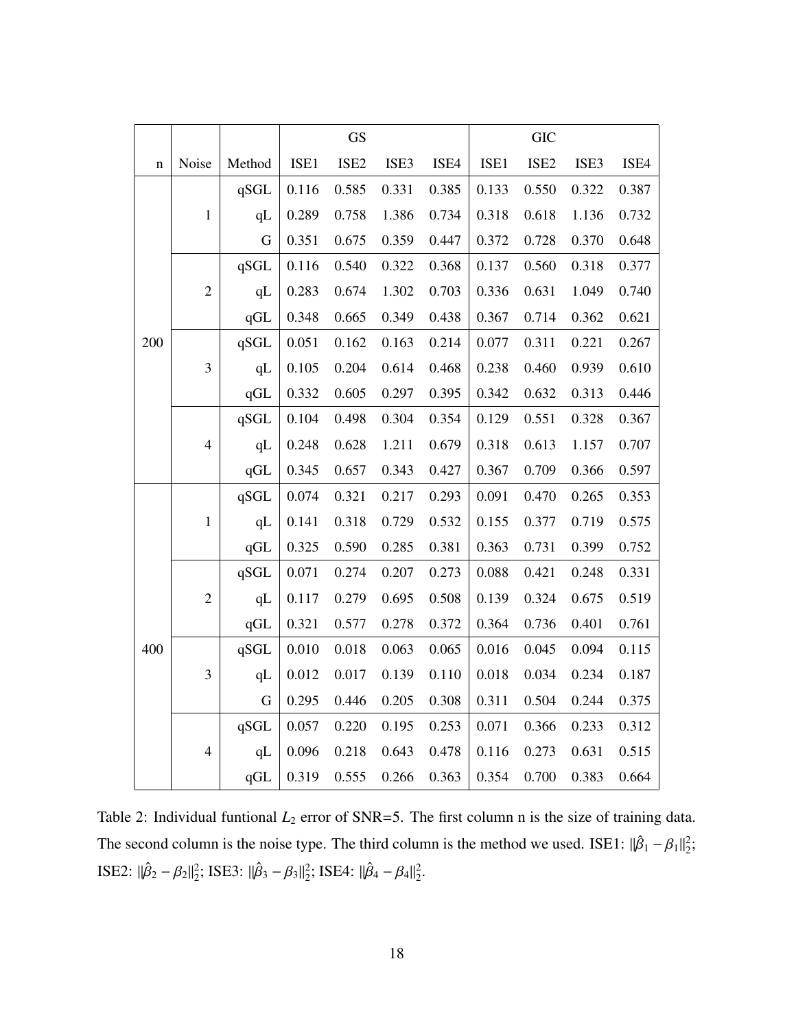|  |  |  | GS |  |  |  | GIC |  |  |  |
|---|---|---|---|---|---|---|---|---|---|---|
| n | Noise | Method | ISE1 | ISE2 | ISE3 | ISE4 | ISE1 | ISE2 | ISE3 | ISE4 |
| 200 | 1 | qSGL | 0.116 | 0.585 | 0.331 | 0.385 | 0.133 | 0.550 | 0.322 | 0.387 |
|  |  | qL | 0.289 | 0.758 | 1.386 | 0.734 | 0.318 | 0.618 | 1.136 | 0.732 |
|  |  | G | 0.351 | 0.675 | 0.359 | 0.447 | 0.372 | 0.728 | 0.370 | 0.648 |
|  | 2 | qSGL | 0.116 | 0.540 | 0.322 | 0.368 | 0.137 | 0.560 | 0.318 | 0.377 |
|  |  | qL | 0.283 | 0.674 | 1.302 | 0.703 | 0.336 | 0.631 | 1.049 | 0.740 |
|  |  | qGL | 0.348 | 0.665 | 0.349 | 0.438 | 0.367 | 0.714 | 0.362 | 0.621 |
|  | 3 | qSGL | 0.051 | 0.162 | 0.163 | 0.214 | 0.077 | 0.311 | 0.221 | 0.267 |
|  |  | qL | 0.105 | 0.204 | 0.614 | 0.468 | 0.238 | 0.460 | 0.939 | 0.610 |
|  |  | qGL | 0.332 | 0.605 | 0.297 | 0.395 | 0.342 | 0.632 | 0.313 | 0.446 |
|  | 4 | qSGL | 0.104 | 0.498 | 0.304 | 0.354 | 0.129 | 0.551 | 0.328 | 0.367 |
|  |  | qL | 0.248 | 0.628 | 1.211 | 0.679 | 0.318 | 0.613 | 1.157 | 0.707 |
|  |  | qGL | 0.345 | 0.657 | 0.343 | 0.427 | 0.367 | 0.709 | 0.366 | 0.597 |
| 400 | 1 | qSGL | 0.074 | 0.321 | 0.217 | 0.293 | 0.091 | 0.470 | 0.265 | 0.353 |
|  |  | qL | 0.141 | 0.318 | 0.729 | 0.532 | 0.155 | 0.377 | 0.719 | 0.575 |
|  |  | qGL | 0.325 | 0.590 | 0.285 | 0.381 | 0.363 | 0.731 | 0.399 | 0.752 |
|  | 2 | qSGL | 0.071 | 0.274 | 0.207 | 0.273 | 0.088 | 0.421 | 0.248 | 0.331 |
|  |  | qL | 0.117 | 0.279 | 0.695 | 0.508 | 0.139 | 0.324 | 0.675 | 0.519 |
|  |  | qGL | 0.321 | 0.577 | 0.278 | 0.372 | 0.364 | 0.736 | 0.401 | 0.761 |
|  | 3 | qSGL | 0.010 | 0.018 | 0.063 | 0.065 | 0.016 | 0.045 | 0.094 | 0.115 |
|  |  | qL | 0.012 | 0.017 | 0.139 | 0.110 | 0.018 | 0.034 | 0.234 | 0.187 |
|  |  | G | 0.295 | 0.446 | 0.205 | 0.308 | 0.311 | 0.504 | 0.244 | 0.375 |
|  | 4 | qSGL | 0.057 | 0.220 | 0.195 | 0.253 | 0.071 | 0.366 | 0.233 | 0.312 |
|  |  | qL | 0.096 | 0.218 | 0.643 | 0.478 | 0.116 | 0.273 | 0.631 | 0.515 |
|  |  | qGL | 0.319 | 0.555 | 0.266 | 0.363 | 0.354 | 0.700 | 0.383 | 0.664 |

Table 2: Individual funtional $L_2$ error of SNR=5. The first column n is the size of training data. The second column is the noise type. The third column is the method we used. ISE1: $||\hat{\beta}_1 - \beta_1||_2^2$; ISE2: $||\hat{\beta}_2 - \beta_2||_2^2$; ISE3: $||\hat{\beta}_3 - \beta_3||_2^2$; ISE4: $||\hat{\beta}_4 - \beta_4||_2^2$.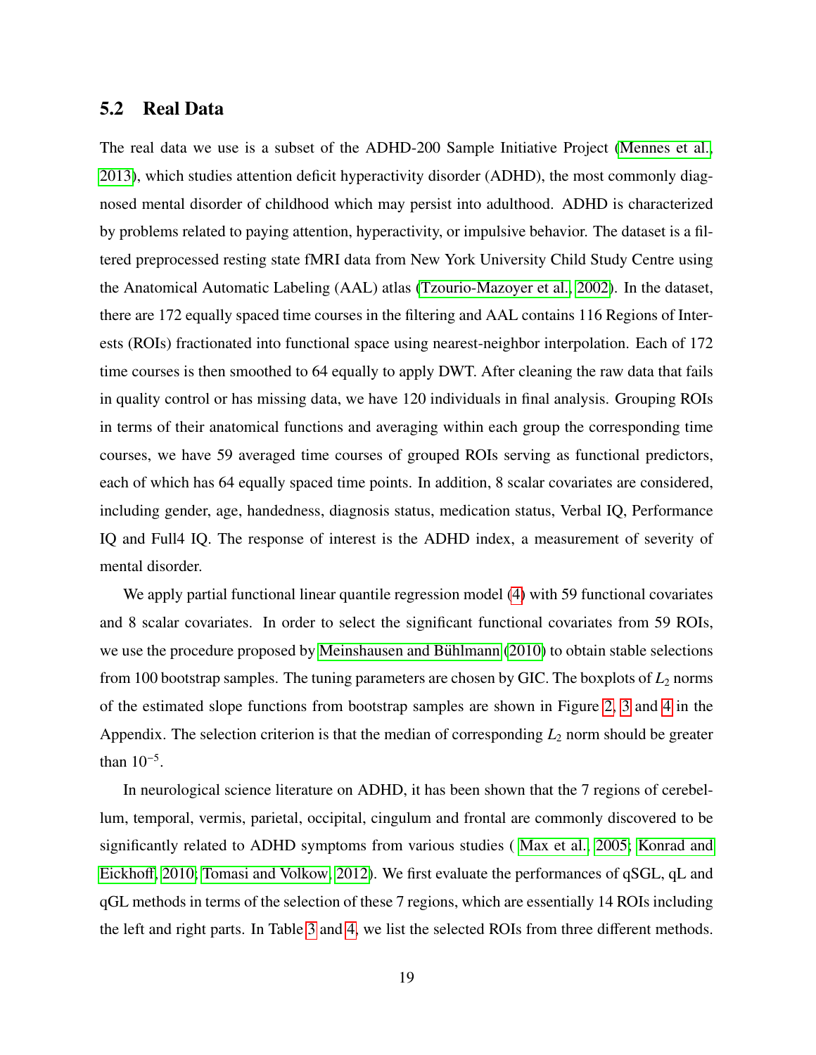## 5.2 Real Data

The real data we use is a subset of the ADHD-200 Sample Initiative Project (Mennes et al., 2013), which studies attention deficit hyperactivity disorder (ADHD), the most commonly diagnosed mental disorder of childhood which may persist into adulthood. ADHD is characterized by problems related to paying attention, hyperactivity, or impulsive behavior. The dataset is a filtered preprocessed resting state fMRI data from New York University Child Study Centre using the Anatomical Automatic Labeling (AAL) atlas (Tzourio-Mazoyer et al., 2002). In the dataset, there are 172 equally spaced time courses in the filtering and AAL contains 116 Regions of Interests (ROIs) fractionated into functional space using nearest-neighbor interpolation. Each of 172 time courses is then smoothed to 64 equally to apply DWT. After cleaning the raw data that fails in quality control or has missing data, we have 120 individuals in final analysis. Grouping ROIs in terms of their anatomical functions and averaging within each group the corresponding time courses, we have 59 averaged time courses of grouped ROIs serving as functional predictors, each of which has 64 equally spaced time points. In addition, 8 scalar covariates are considered, including gender, age, handedness, diagnosis status, medication status, Verbal IQ, Performance IQ and Full4 IQ. The response of interest is the ADHD index, a measurement of severity of mental disorder.

We apply partial functional linear quantile regression model (4) with 59 functional covariates and 8 scalar covariates. In order to select the significant functional covariates from 59 ROIs, we use the procedure proposed by Meinshausen and Bühlmann (2010) to obtain stable selections from 100 bootstrap samples. The tuning parameters are chosen by GIC. The boxplots of $L_2$ norms of the estimated slope functions from bootstrap samples are shown in Figure 2, 3 and 4 in the Appendix. The selection criterion is that the median of corresponding $L_2$ norm should be greater than $10^{-5}$.

In neurological science literature on ADHD, it has been shown that the 7 regions of cerebellum, temporal, vermis, parietal, occipital, cingulum and frontal are commonly discovered to be significantly related to ADHD symptoms from various studies ( Max et al., 2005; Konrad and Eickhoff, 2010; Tomasi and Volkow, 2012). We first evaluate the performances of qSGL, qL and qGL methods in terms of the selection of these 7 regions, which are essentially 14 ROIs including the left and right parts. In Table 3 and 4, we list the selected ROIs from three different methods.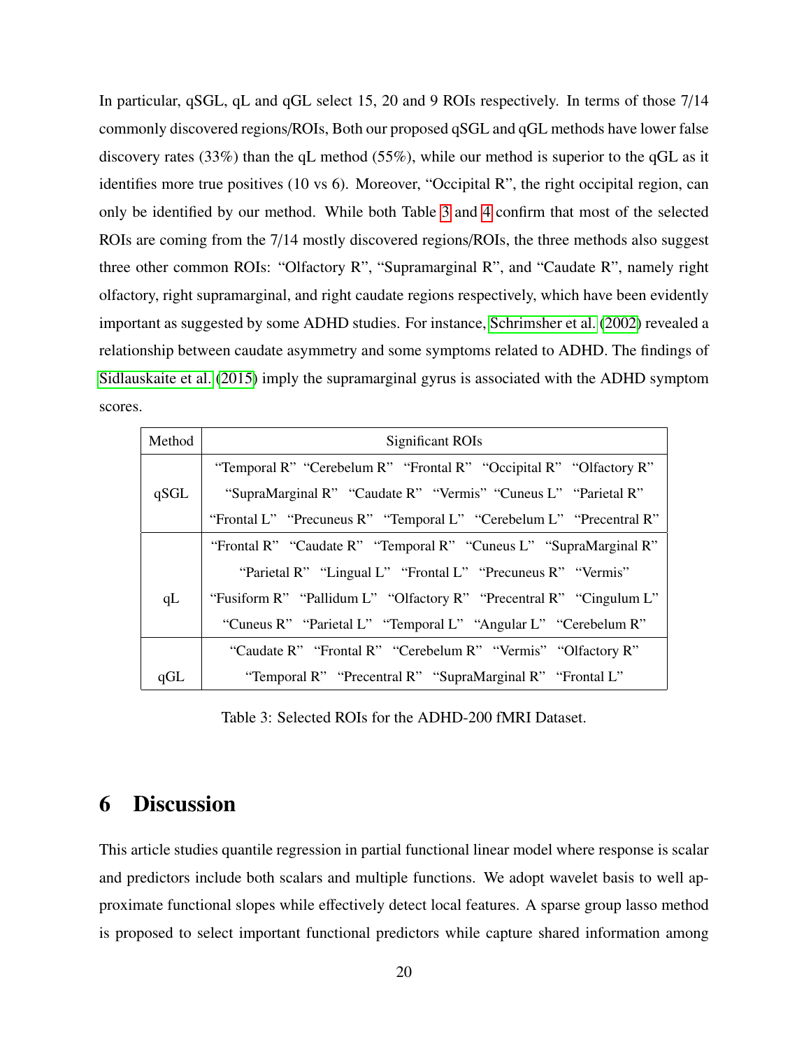In particular, qSGL, qL and qGL select 15, 20 and 9 ROIs respectively. In terms of those 7/14 commonly discovered regions/ROIs, Both our proposed qSGL and qGL methods have lower false discovery rates (33%) than the qL method (55%), while our method is superior to the qGL as it identifies more true positives (10 vs 6). Moreover, "Occipital R", the right occipital region, can only be identified by our method. While both Table 3 and 4 confirm that most of the selected ROIs are coming from the 7/14 mostly discovered regions/ROIs, the three methods also suggest three other common ROIs: "Olfactory R", "Supramarginal R", and "Caudate R", namely right olfactory, right supramarginal, and right caudate regions respectively, which have been evidently important as suggested by some ADHD studies. For instance, Schrimsher et al. (2002) revealed a relationship between caudate asymmetry and some symptoms related to ADHD. The findings of Sidlauskaite et al. (2015) imply the supramarginal gyrus is associated with the ADHD symptom scores.

| Method | Significant ROIs |
| --- | --- |
| qSGL | "Temporal R" "Cerebelum R" "Frontal R" "Occipital R" "Olfactory R" "SupraMarginal R" "Caudate R" "Vermis" "Cuneus L" "Parietal R" "Frontal L" "Precuneus R" "Temporal L" "Cerebelum L" "Precentral R" |
| qL | "Frontal R" "Caudate R" "Temporal R" "Cuneus L" "SupraMarginal R" "Parietal R" "Lingual L" "Frontal L" "Precuneus R" "Vermis" "Fusiform R" "Pallidum L" "Olfactory R" "Precentral R" "Cingulum L" "Cuneus R" "Parietal L" "Temporal L" "Angular L" "Cerebelum R" |
| qGL | "Caudate R" "Frontal R" "Cerebelum R" "Vermis" "Olfactory R" "Temporal R" "Precentral R" "SupraMarginal R" "Frontal L" |

Table 3: Selected ROIs for the ADHD-200 fMRI Dataset.

# 6 Discussion

This article studies quantile regression in partial functional linear model where response is scalar and predictors include both scalars and multiple functions. We adopt wavelet basis to well approximate functional slopes while effectively detect local features. A sparse group lasso method is proposed to select important functional predictors while capture shared information among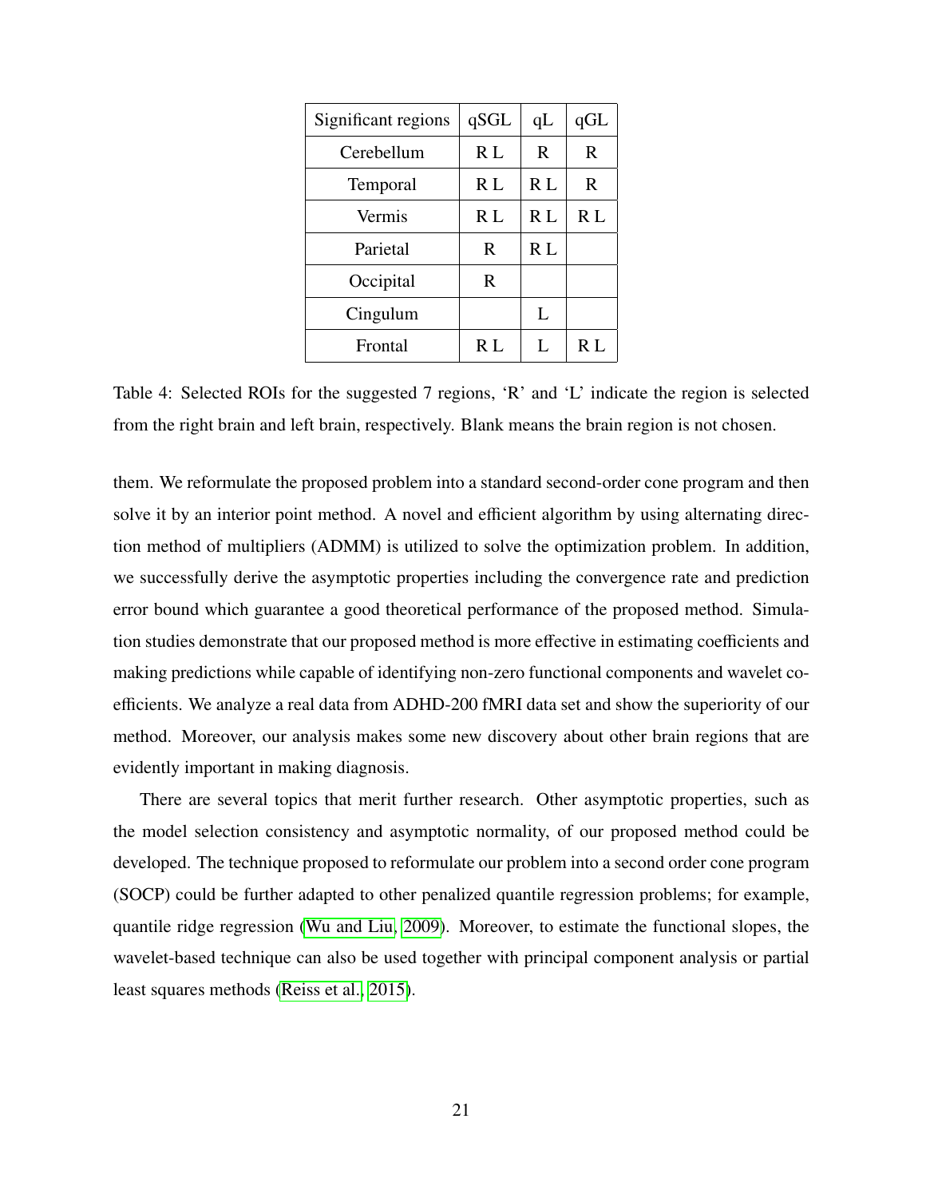| Significant regions | qSGL | qL | qGL |
|---|---|---|---|
| Cerebellum | R L | R | R |
| Temporal | R L | R L | R |
| Vermis | R L | R L | R L |
| Parietal | R | R L | |
| Occipital | R | | |
| Cingulum | | L | |
| Frontal | R L | L | R L |

Table 4: Selected ROIs for the suggested 7 regions, 'R' and 'L' indicate the region is selected from the right brain and left brain, respectively. Blank means the brain region is not chosen.

them. We reformulate the proposed problem into a standard second-order cone program and then solve it by an interior point method. A novel and efficient algorithm by using alternating direction method of multipliers (ADMM) is utilized to solve the optimization problem. In addition, we successfully derive the asymptotic properties including the convergence rate and prediction error bound which guarantee a good theoretical performance of the proposed method. Simulation studies demonstrate that our proposed method is more effective in estimating coefficients and making predictions while capable of identifying non-zero functional components and wavelet coefficients. We analyze a real data from ADHD-200 fMRI data set and show the superiority of our method. Moreover, our analysis makes some new discovery about other brain regions that are evidently important in making diagnosis.

There are several topics that merit further research. Other asymptotic properties, such as the model selection consistency and asymptotic normality, of our proposed method could be developed. The technique proposed to reformulate our problem into a second order cone program (SOCP) could be further adapted to other penalized quantile regression problems; for example, quantile ridge regression (Wu and Liu, 2009). Moreover, to estimate the functional slopes, the wavelet-based technique can also be used together with principal component analysis or partial least squares methods (Reiss et al., 2015).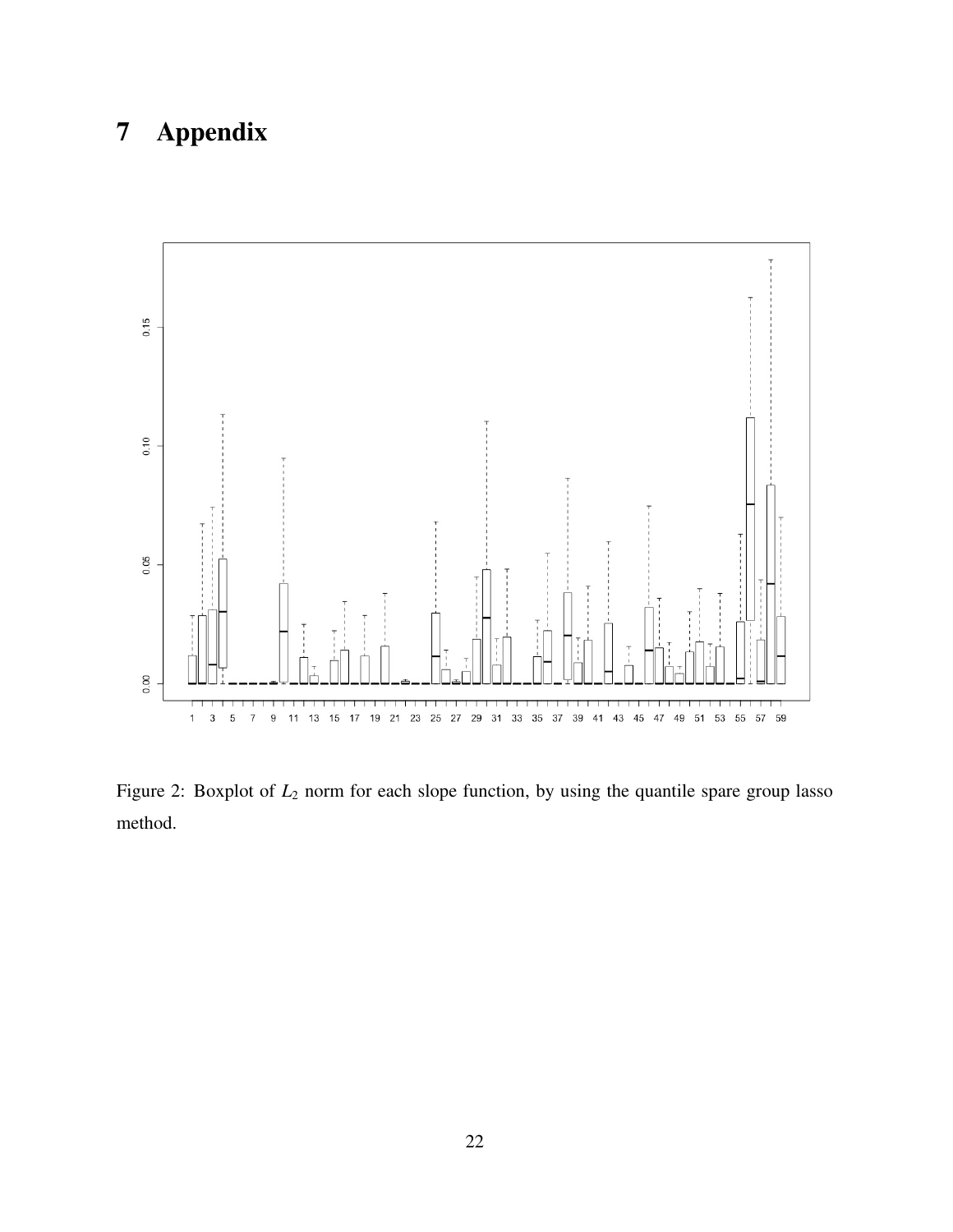# 7 Appendix

Figure 2: Boxplot of $L_2$ norm for each slope function, by using the quantile spare group lasso method.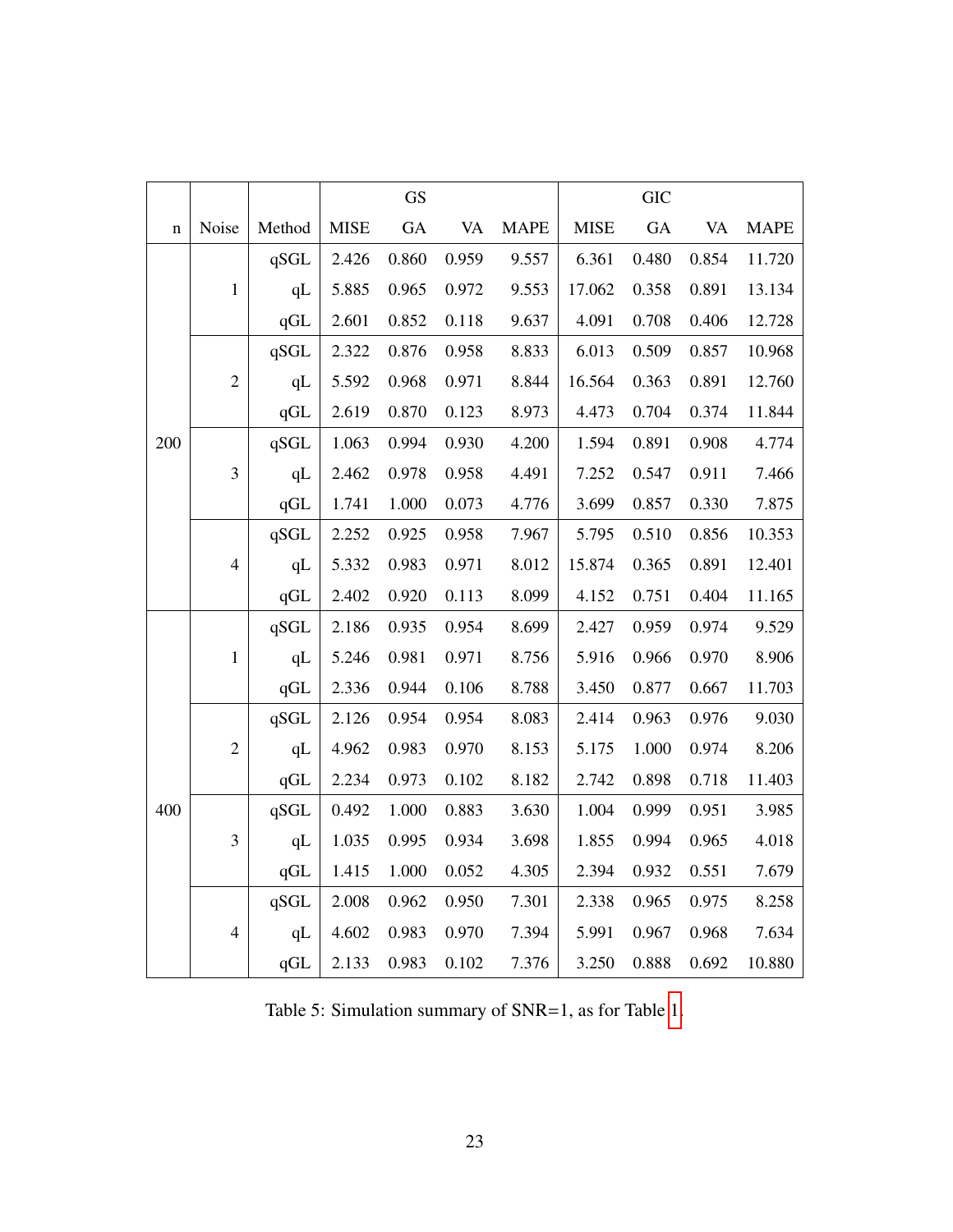| n | Noise | Method | GS | | | | GIC | | | |
|---|---|---|---|---|---|---|---|---|---|---|
| | | | MISE | GA | VA | MAPE | MISE | GA | VA | MAPE |
| 200 | 1 | qSGL | 2.426 | 0.860 | 0.959 | 9.557 | 6.361 | 0.480 | 0.854 | 11.720 |
| | | qL | 5.885 | 0.965 | 0.972 | 9.553 | 17.062 | 0.358 | 0.891 | 13.134 |
| | | qGL | 2.601 | 0.852 | 0.118 | 9.637 | 4.091 | 0.708 | 0.406 | 12.728 |
| | 2 | qSGL | 2.322 | 0.876 | 0.958 | 8.833 | 6.013 | 0.509 | 0.857 | 10.968 |
| | | qL | 5.592 | 0.968 | 0.971 | 8.844 | 16.564 | 0.363 | 0.891 | 12.760 |
| | | qGL | 2.619 | 0.870 | 0.123 | 8.973 | 4.473 | 0.704 | 0.374 | 11.844 |
| | 3 | qSGL | 1.063 | 0.994 | 0.930 | 4.200 | 1.594 | 0.891 | 0.908 | 4.774 |
| | | qL | 2.462 | 0.978 | 0.958 | 4.491 | 7.252 | 0.547 | 0.911 | 7.466 |
| | | qGL | 1.741 | 1.000 | 0.073 | 4.776 | 3.699 | 0.857 | 0.330 | 7.875 |
| | 4 | qSGL | 2.252 | 0.925 | 0.958 | 7.967 | 5.795 | 0.510 | 0.856 | 10.353 |
| | | qL | 5.332 | 0.983 | 0.971 | 8.012 | 15.874 | 0.365 | 0.891 | 12.401 |
| | | qGL | 2.402 | 0.920 | 0.113 | 8.099 | 4.152 | 0.751 | 0.404 | 11.165 |
| 400 | 1 | qSGL | 2.186 | 0.935 | 0.954 | 8.699 | 2.427 | 0.959 | 0.974 | 9.529 |
| | | qL | 5.246 | 0.981 | 0.971 | 8.756 | 5.916 | 0.966 | 0.970 | 8.906 |
| | | qGL | 2.336 | 0.944 | 0.106 | 8.788 | 3.450 | 0.877 | 0.667 | 11.703 |
| | 2 | qSGL | 2.126 | 0.954 | 0.954 | 8.083 | 2.414 | 0.963 | 0.976 | 9.030 |
| | | qL | 4.962 | 0.983 | 0.970 | 8.153 | 5.175 | 1.000 | 0.974 | 8.206 |
| | | qGL | 2.234 | 0.973 | 0.102 | 8.182 | 2.742 | 0.898 | 0.718 | 11.403 |
| | 3 | qSGL | 0.492 | 1.000 | 0.883 | 3.630 | 1.004 | 0.999 | 0.951 | 3.985 |
| | | qL | 1.035 | 0.995 | 0.934 | 3.698 | 1.855 | 0.994 | 0.965 | 4.018 |
| | | qGL | 1.415 | 1.000 | 0.052 | 4.305 | 2.394 | 0.932 | 0.551 | 7.679 |
| | 4 | qSGL | 2.008 | 0.962 | 0.950 | 7.301 | 2.338 | 0.965 | 0.975 | 8.258 |
| | | qL | 4.602 | 0.983 | 0.970 | 7.394 | 5.991 | 0.967 | 0.968 | 7.634 |
| | | qGL | 2.133 | 0.983 | 0.102 | 7.376 | 3.250 | 0.888 | 0.692 | 10.880 |

Table 5: Simulation summary of SNR=1, as for Table 1.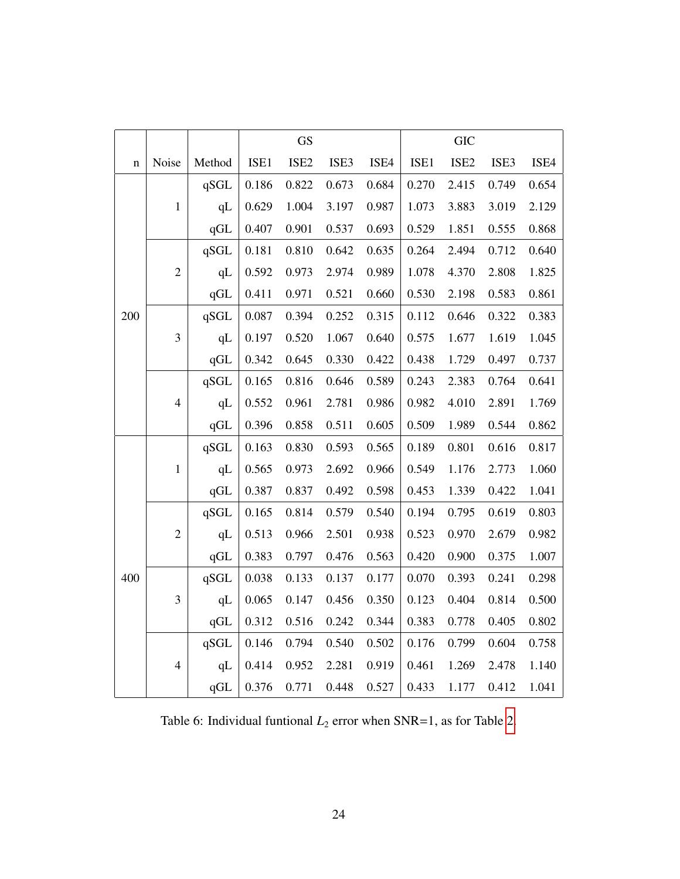| n | Noise | Method | GS | | | | GIC | | | |
|---|---|---|---|---|---|---|---|---|---|---|
| | | | ISE1 | ISE2 | ISE3 | ISE4 | ISE1 | ISE2 | ISE3 | ISE4 |
| 200 | 1 | qSGL | 0.186 | 0.822 | 0.673 | 0.684 | 0.270 | 2.415 | 0.749 | 0.654 |
| | | qL | 0.629 | 1.004 | 3.197 | 0.987 | 1.073 | 3.883 | 3.019 | 2.129 |
| | | qGL | 0.407 | 0.901 | 0.537 | 0.693 | 0.529 | 1.851 | 0.555 | 0.868 |
| | 2 | qSGL | 0.181 | 0.810 | 0.642 | 0.635 | 0.264 | 2.494 | 0.712 | 0.640 |
| | | qL | 0.592 | 0.973 | 2.974 | 0.989 | 1.078 | 4.370 | 2.808 | 1.825 |
| | | qGL | 0.411 | 0.971 | 0.521 | 0.660 | 0.530 | 2.198 | 0.583 | 0.861 |
| | 3 | qSGL | 0.087 | 0.394 | 0.252 | 0.315 | 0.112 | 0.646 | 0.322 | 0.383 |
| | | qL | 0.197 | 0.520 | 1.067 | 0.640 | 0.575 | 1.677 | 1.619 | 1.045 |
| | | qGL | 0.342 | 0.645 | 0.330 | 0.422 | 0.438 | 1.729 | 0.497 | 0.737 |
| | 4 | qSGL | 0.165 | 0.816 | 0.646 | 0.589 | 0.243 | 2.383 | 0.764 | 0.641 |
| | | qL | 0.552 | 0.961 | 2.781 | 0.986 | 0.982 | 4.010 | 2.891 | 1.769 |
| | | qGL | 0.396 | 0.858 | 0.511 | 0.605 | 0.509 | 1.989 | 0.544 | 0.862 |
| 400 | 1 | qSGL | 0.163 | 0.830 | 0.593 | 0.565 | 0.189 | 0.801 | 0.616 | 0.817 |
| | | qL | 0.565 | 0.973 | 2.692 | 0.966 | 0.549 | 1.176 | 2.773 | 1.060 |
| | | qGL | 0.387 | 0.837 | 0.492 | 0.598 | 0.453 | 1.339 | 0.422 | 1.041 |
| | 2 | qSGL | 0.165 | 0.814 | 0.579 | 0.540 | 0.194 | 0.795 | 0.619 | 0.803 |
| | | qL | 0.513 | 0.966 | 2.501 | 0.938 | 0.523 | 0.970 | 2.679 | 0.982 |
| | | qGL | 0.383 | 0.797 | 0.476 | 0.563 | 0.420 | 0.900 | 0.375 | 1.007 |
| | 3 | qSGL | 0.038 | 0.133 | 0.137 | 0.177 | 0.070 | 0.393 | 0.241 | 0.298 |
| | | qL | 0.065 | 0.147 | 0.456 | 0.350 | 0.123 | 0.404 | 0.814 | 0.500 |
| | | qGL | 0.312 | 0.516 | 0.242 | 0.344 | 0.383 | 0.778 | 0.405 | 0.802 |
| | 4 | qSGL | 0.146 | 0.794 | 0.540 | 0.502 | 0.176 | 0.799 | 0.604 | 0.758 |
| | | qL | 0.414 | 0.952 | 2.281 | 0.919 | 0.461 | 1.269 | 2.478 | 1.140 |
| | | qGL | 0.376 | 0.771 | 0.448 | 0.527 | 0.433 | 1.177 | 0.412 | 1.041 |

Table 6: Individual funtional $L_2$ error when SNR=1, as for Table 2.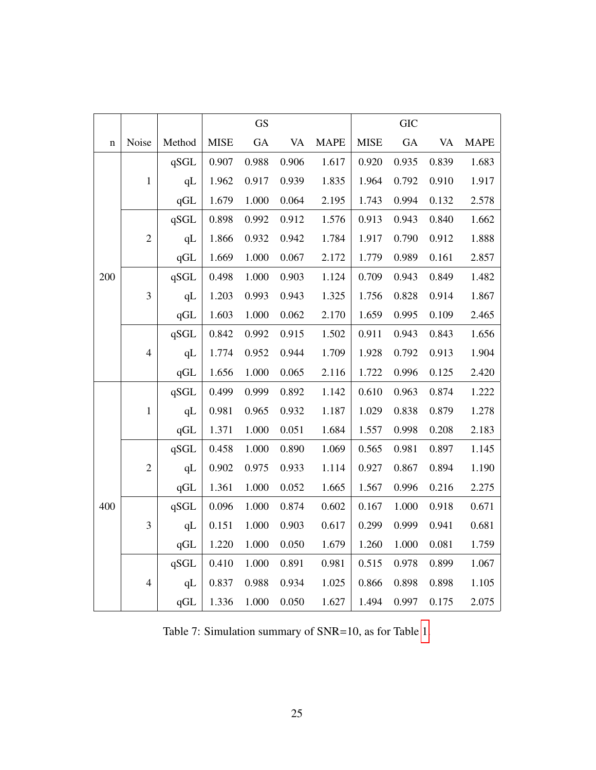| n | Noise | Method | GS | | | | GIC | | | |
|---|---|---|---|---|---|---|---|---|---|---|
| | | | MISE | GA | VA | MAPE | MISE | GA | VA | MAPE |
| 200 | 1 | qSGL | 0.907 | 0.988 | 0.906 | 1.617 | 0.920 | 0.935 | 0.839 | 1.683 |
| | | qL | 1.962 | 0.917 | 0.939 | 1.835 | 1.964 | 0.792 | 0.910 | 1.917 |
| | | qGL | 1.679 | 1.000 | 0.064 | 2.195 | 1.743 | 0.994 | 0.132 | 2.578 |
| | 2 | qSGL | 0.898 | 0.992 | 0.912 | 1.576 | 0.913 | 0.943 | 0.840 | 1.662 |
| | | qL | 1.866 | 0.932 | 0.942 | 1.784 | 1.917 | 0.790 | 0.912 | 1.888 |
| | | qGL | 1.669 | 1.000 | 0.067 | 2.172 | 1.779 | 0.989 | 0.161 | 2.857 |
| | 3 | qSGL | 0.498 | 1.000 | 0.903 | 1.124 | 0.709 | 0.943 | 0.849 | 1.482 |
| | | qL | 1.203 | 0.993 | 0.943 | 1.325 | 1.756 | 0.828 | 0.914 | 1.867 |
| | | qGL | 1.603 | 1.000 | 0.062 | 2.170 | 1.659 | 0.995 | 0.109 | 2.465 |
| | 4 | qSGL | 0.842 | 0.992 | 0.915 | 1.502 | 0.911 | 0.943 | 0.843 | 1.656 |
| | | qL | 1.774 | 0.952 | 0.944 | 1.709 | 1.928 | 0.792 | 0.913 | 1.904 |
| | | qGL | 1.656 | 1.000 | 0.065 | 2.116 | 1.722 | 0.996 | 0.125 | 2.420 |
| 400 | 1 | qSGL | 0.499 | 0.999 | 0.892 | 1.142 | 0.610 | 0.963 | 0.874 | 1.222 |
| | | qL | 0.981 | 0.965 | 0.932 | 1.187 | 1.029 | 0.838 | 0.879 | 1.278 |
| | | qGL | 1.371 | 1.000 | 0.051 | 1.684 | 1.557 | 0.998 | 0.208 | 2.183 |
| | 2 | qSGL | 0.458 | 1.000 | 0.890 | 1.069 | 0.565 | 0.981 | 0.897 | 1.145 |
| | | qL | 0.902 | 0.975 | 0.933 | 1.114 | 0.927 | 0.867 | 0.894 | 1.190 |
| | | qGL | 1.361 | 1.000 | 0.052 | 1.665 | 1.567 | 0.996 | 0.216 | 2.275 |
| | 3 | qSGL | 0.096 | 1.000 | 0.874 | 0.602 | 0.167 | 1.000 | 0.918 | 0.671 |
| | | qL | 0.151 | 1.000 | 0.903 | 0.617 | 0.299 | 0.999 | 0.941 | 0.681 |
| | | qGL | 1.220 | 1.000 | 0.050 | 1.679 | 1.260 | 1.000 | 0.081 | 1.759 |
| | 4 | qSGL | 0.410 | 1.000 | 0.891 | 0.981 | 0.515 | 0.978 | 0.899 | 1.067 |
| | | qL | 0.837 | 0.988 | 0.934 | 1.025 | 0.866 | 0.898 | 0.898 | 1.105 |
| | | qGL | 1.336 | 1.000 | 0.050 | 1.627 | 1.494 | 0.997 | 0.175 | 2.075 |

Table 7: Simulation summary of SNR=10, as for Table 1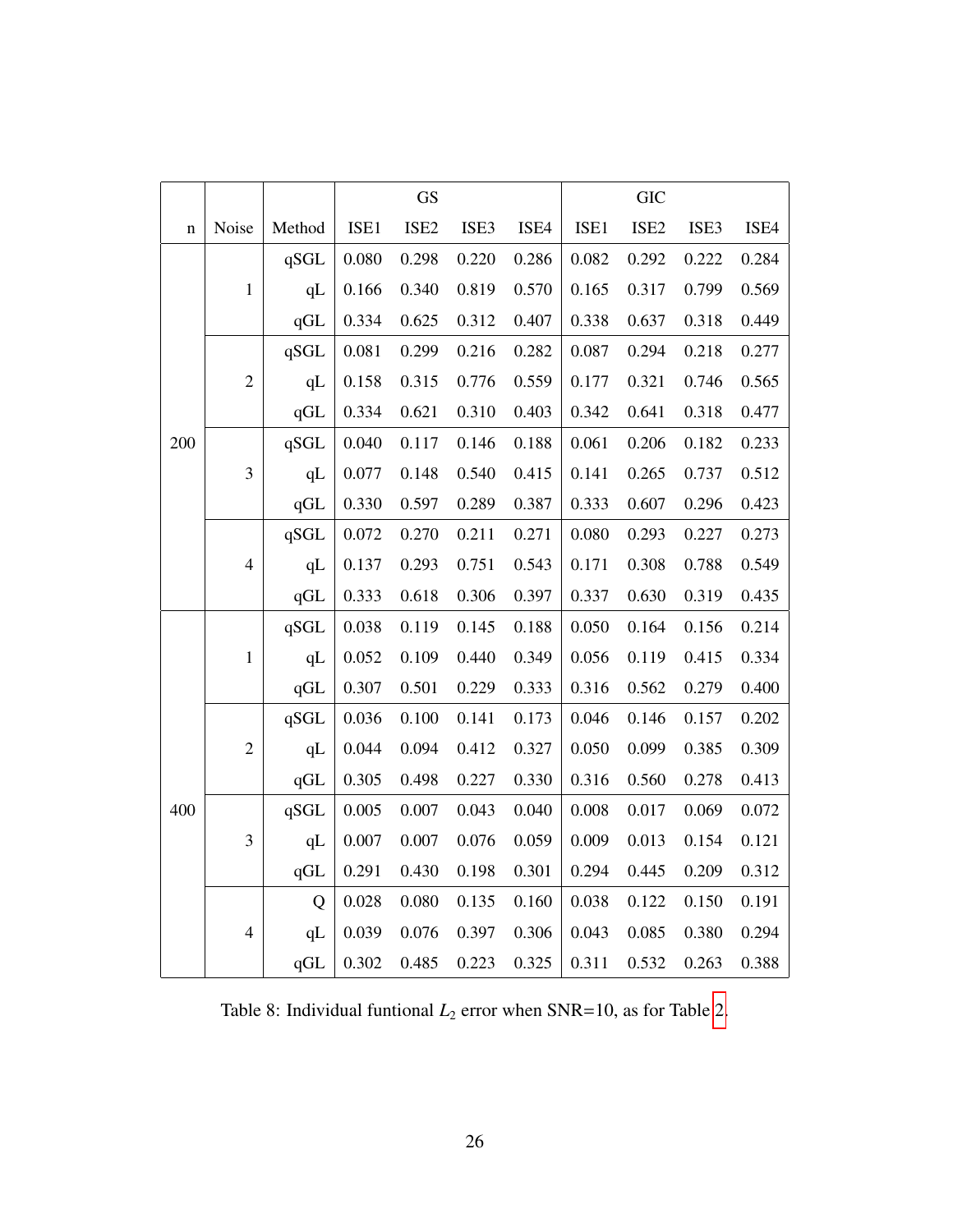| n | Noise | Method | GS | | | | GIC | | | |
|---|---|---|---|---|---|---|---|---|---|---|
| | | | ISE1 | ISE2 | ISE3 | ISE4 | ISE1 | ISE2 | ISE3 | ISE4 |
| 200 | 1 | qSGL | 0.080 | 0.298 | 0.220 | 0.286 | 0.082 | 0.292 | 0.222 | 0.284 |
| | | qL | 0.166 | 0.340 | 0.819 | 0.570 | 0.165 | 0.317 | 0.799 | 0.569 |
| | | qGL | 0.334 | 0.625 | 0.312 | 0.407 | 0.338 | 0.637 | 0.318 | 0.449 |
| | 2 | qSGL | 0.081 | 0.299 | 0.216 | 0.282 | 0.087 | 0.294 | 0.218 | 0.277 |
| | | qL | 0.158 | 0.315 | 0.776 | 0.559 | 0.177 | 0.321 | 0.746 | 0.565 |
| | | qGL | 0.334 | 0.621 | 0.310 | 0.403 | 0.342 | 0.641 | 0.318 | 0.477 |
| | 3 | qSGL | 0.040 | 0.117 | 0.146 | 0.188 | 0.061 | 0.206 | 0.182 | 0.233 |
| | | qL | 0.077 | 0.148 | 0.540 | 0.415 | 0.141 | 0.265 | 0.737 | 0.512 |
| | | qGL | 0.330 | 0.597 | 0.289 | 0.387 | 0.333 | 0.607 | 0.296 | 0.423 |
| | 4 | qSGL | 0.072 | 0.270 | 0.211 | 0.271 | 0.080 | 0.293 | 0.227 | 0.273 |
| | | qL | 0.137 | 0.293 | 0.751 | 0.543 | 0.171 | 0.308 | 0.788 | 0.549 |
| | | qGL | 0.333 | 0.618 | 0.306 | 0.397 | 0.337 | 0.630 | 0.319 | 0.435 |
| 400 | 1 | qSGL | 0.038 | 0.119 | 0.145 | 0.188 | 0.050 | 0.164 | 0.156 | 0.214 |
| | | qL | 0.052 | 0.109 | 0.440 | 0.349 | 0.056 | 0.119 | 0.415 | 0.334 |
| | | qGL | 0.307 | 0.501 | 0.229 | 0.333 | 0.316 | 0.562 | 0.279 | 0.400 |
| | 2 | qSGL | 0.036 | 0.100 | 0.141 | 0.173 | 0.046 | 0.146 | 0.157 | 0.202 |
| | | qL | 0.044 | 0.094 | 0.412 | 0.327 | 0.050 | 0.099 | 0.385 | 0.309 |
| | | qGL | 0.305 | 0.498 | 0.227 | 0.330 | 0.316 | 0.560 | 0.278 | 0.413 |
| | 3 | qSGL | 0.005 | 0.007 | 0.043 | 0.040 | 0.008 | 0.017 | 0.069 | 0.072 |
| | | qL | 0.007 | 0.007 | 0.076 | 0.059 | 0.009 | 0.013 | 0.154 | 0.121 |
| | | qGL | 0.291 | 0.430 | 0.198 | 0.301 | 0.294 | 0.445 | 0.209 | 0.312 |
| | 4 | Q | 0.028 | 0.080 | 0.135 | 0.160 | 0.038 | 0.122 | 0.150 | 0.191 |
| | | qL | 0.039 | 0.076 | 0.397 | 0.306 | 0.043 | 0.085 | 0.380 | 0.294 |
| | | qGL | 0.302 | 0.485 | 0.223 | 0.325 | 0.311 | 0.532 | 0.263 | 0.388 |

Table 8: Individual funtional $L_2$ error when SNR=10, as for Table 2.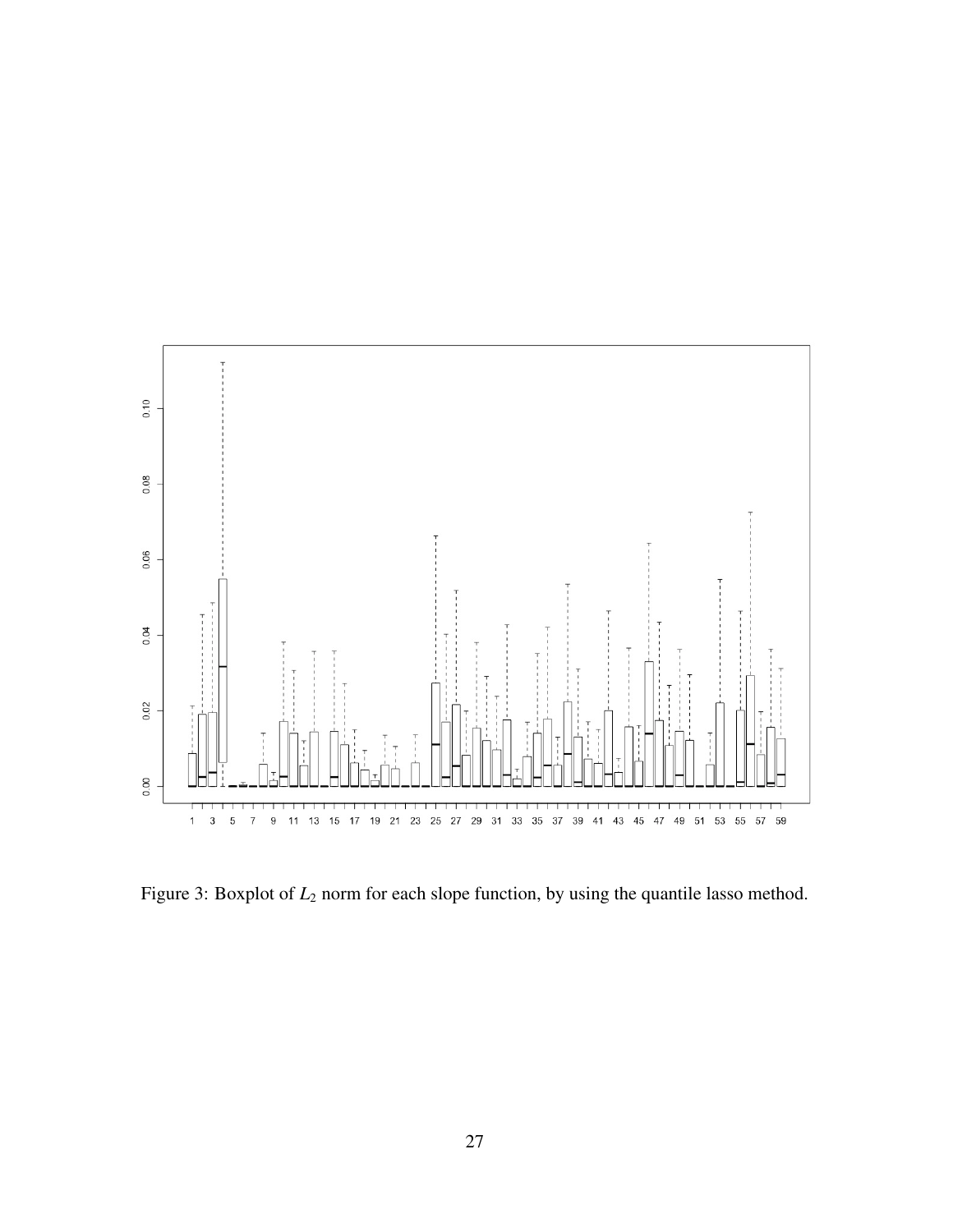Figure 3: Boxplot of $L_2$ norm for each slope function, by using the quantile lasso method.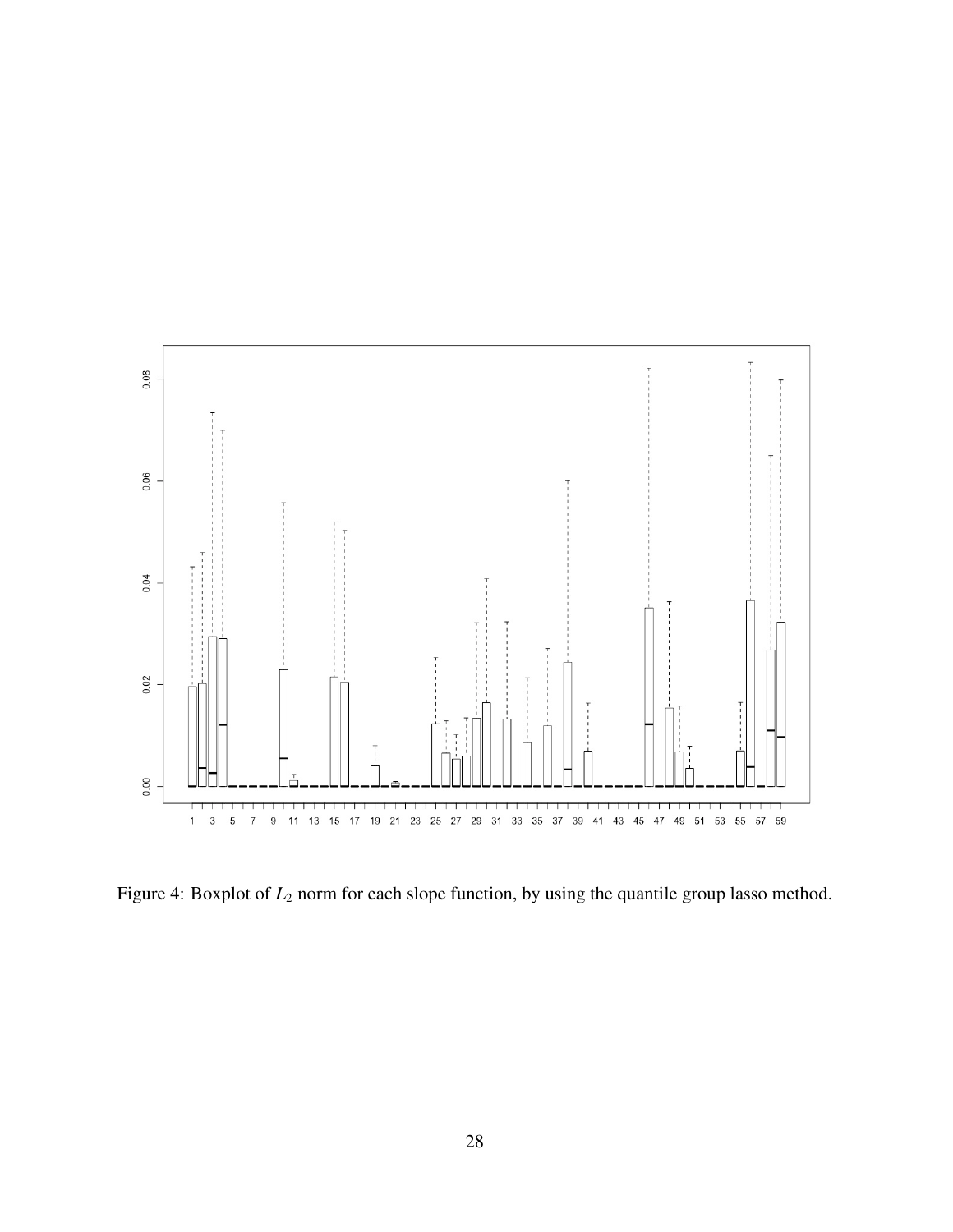Figure 4: Boxplot of $L_2$ norm for each slope function, by using the quantile group lasso method.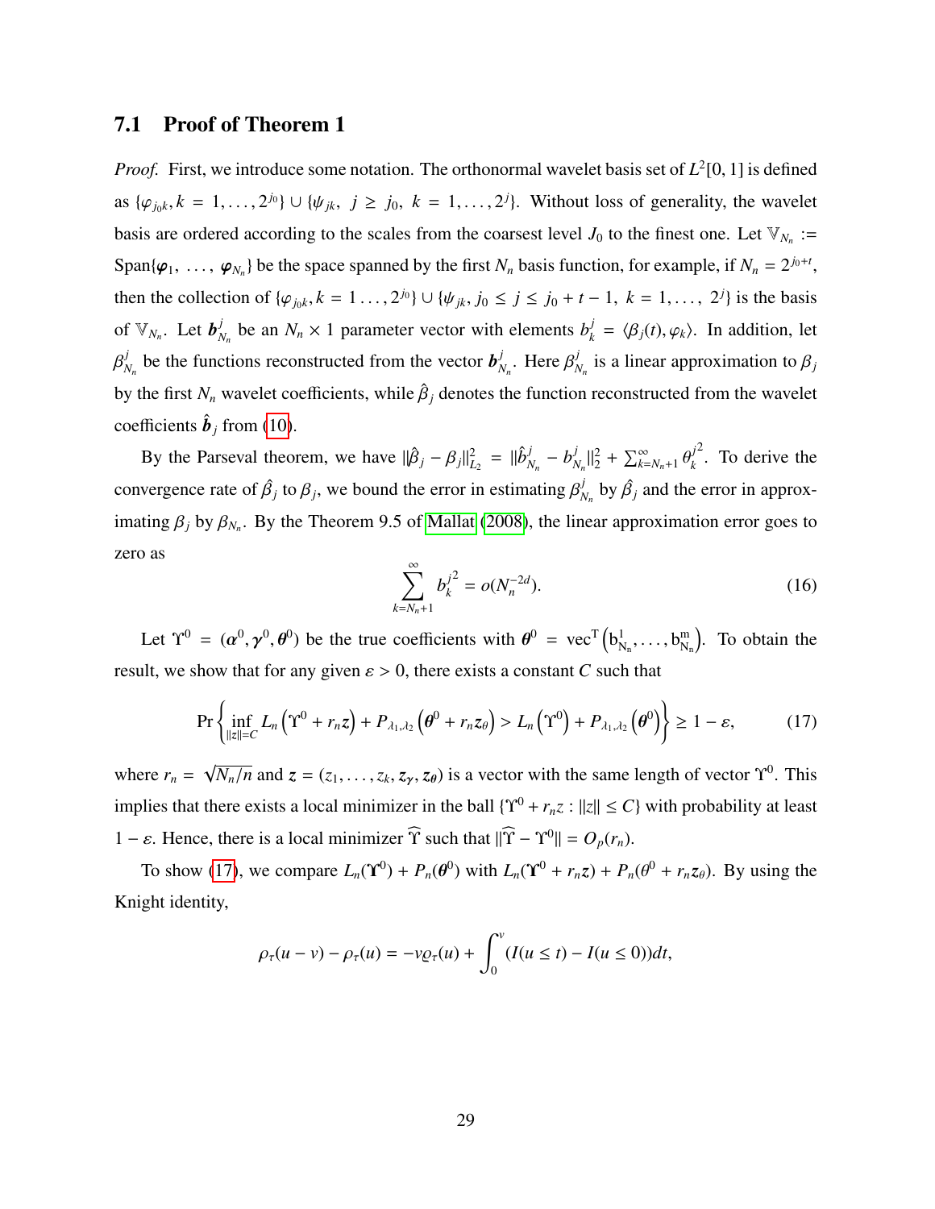### 7.1 Proof of Theorem 1

*Proof.* First, we introduce some notation. The orthonormal wavelet basis set of $L^2[0,1]$ is defined as $\{\varphi_{j_0k}, k = 1,\ldots,2^{j_0}\} \cup \{\psi_{jk},\ j \geq j_0,\ k = 1,\ldots,2^j\}$. Without loss of generality, the wavelet basis are ordered according to the scales from the coarsest level $J_0$ to the finest one. Let $\mathbb{V}_{N_n} := \mathrm{Span}\{\boldsymbol{\varphi}_1,\ \ldots,\ \boldsymbol{\varphi}_{N_n}\}$ be the space spanned by the first $N_n$ basis function, for example, if $N_n = 2^{j_0+t}$, then the collection of $\{\varphi_{j_0k}, k = 1\ldots,2^{j_0}\} \cup \{\psi_{jk}, j_0 \leq j \leq j_0+t-1,\ k = 1,\ldots,\ 2^j\}$ is the basis of $\mathbb{V}_{N_n}$. Let $\boldsymbol{b}^j_{N_n}$ be an $N_n \times 1$ parameter vector with elements $b^j_k = \langle \beta_j(t), \varphi_k \rangle$. In addition, let $\beta^j_{N_n}$ be the functions reconstructed from the vector $\boldsymbol{b}^j_{N_n}$. Here $\beta^j_{N_n}$ is a linear approximation to $\beta_j$ by the first $N_n$ wavelet coefficients, while $\hat{\beta}_j$ denotes the function reconstructed from the wavelet coefficients $\hat{\boldsymbol{b}}_j$ from (10).

By the Parseval theorem, we have $\|\hat{\beta}_j - \beta_j\|^2_{L_2} = \|\hat{b}^j_{N_n} - b^j_{N_n}\|^2_2 + \sum_{k=N_n+1}^{\infty} \theta^{j2}_k$. To derive the convergence rate of $\hat{\beta}_j$ to $\beta_j$, we bound the error in estimating $\beta^j_{N_n}$ by $\hat{\beta}_j$ and the error in approximating $\beta_j$ by $\beta_{N_n}$. By the Theorem 9.5 of Mallat (2008), the linear approximation error goes to zero as

$$\sum_{k=N_n+1}^{\infty} b^{j2}_k = o(N_n^{-2d}). \tag{16}$$

Let $\Upsilon^0 = (\boldsymbol{\alpha}^0, \boldsymbol{\gamma}^0, \boldsymbol{\theta}^0)$ be the true coefficients with $\boldsymbol{\theta}^0 = \mathrm{vec}^{\mathrm{T}}\left(\mathrm{b}^1_{\mathrm{N_n}}, \ldots, \mathrm{b}^{\mathrm{m}}_{\mathrm{N_n}}\right)$. To obtain the result, we show that for any given $\varepsilon > 0$, there exists a constant $C$ such that

$$\Pr\left\{\inf_{\|z\|=C} L_n\left(\Upsilon^0 + r_n \boldsymbol{z}\right) + P_{\lambda_1,\lambda_2}\left(\boldsymbol{\theta}^0 + r_n \boldsymbol{z}_\theta\right) > L_n\left(\Upsilon^0\right) + P_{\lambda_1,\lambda_2}\left(\boldsymbol{\theta}^0\right)\right\} \geq 1 - \varepsilon, \tag{17}$$

where $r_n = \sqrt{N_n/n}$ and $\boldsymbol{z} = (z_1, \ldots, z_k, \boldsymbol{z}_{\boldsymbol{\gamma}}, \boldsymbol{z}_{\boldsymbol{\theta}})$ is a vector with the same length of vector $\Upsilon^0$. This implies that there exists a local minimizer in the ball $\{\Upsilon^0 + r_n z : \|z\| \leq C\}$ with probability at least $1 - \varepsilon$. Hence, there is a local minimizer $\widehat{\Upsilon}$ such that $\|\widehat{\Upsilon} - \Upsilon^0\| = O_p(r_n)$.

To show (17), we compare $L_n(\boldsymbol{\Upsilon}^0) + P_n(\boldsymbol{\theta}^0)$ with $L_n(\boldsymbol{\Upsilon}^0 + r_n \boldsymbol{z}) + P_n(\theta^0 + r_n \boldsymbol{z}_\theta)$. By using the Knight identity,

$$\rho_\tau(u - v) - \rho_\tau(u) = -v\varrho_\tau(u) + \int_0^v (I(u \leq t) - I(u \leq 0))dt,$$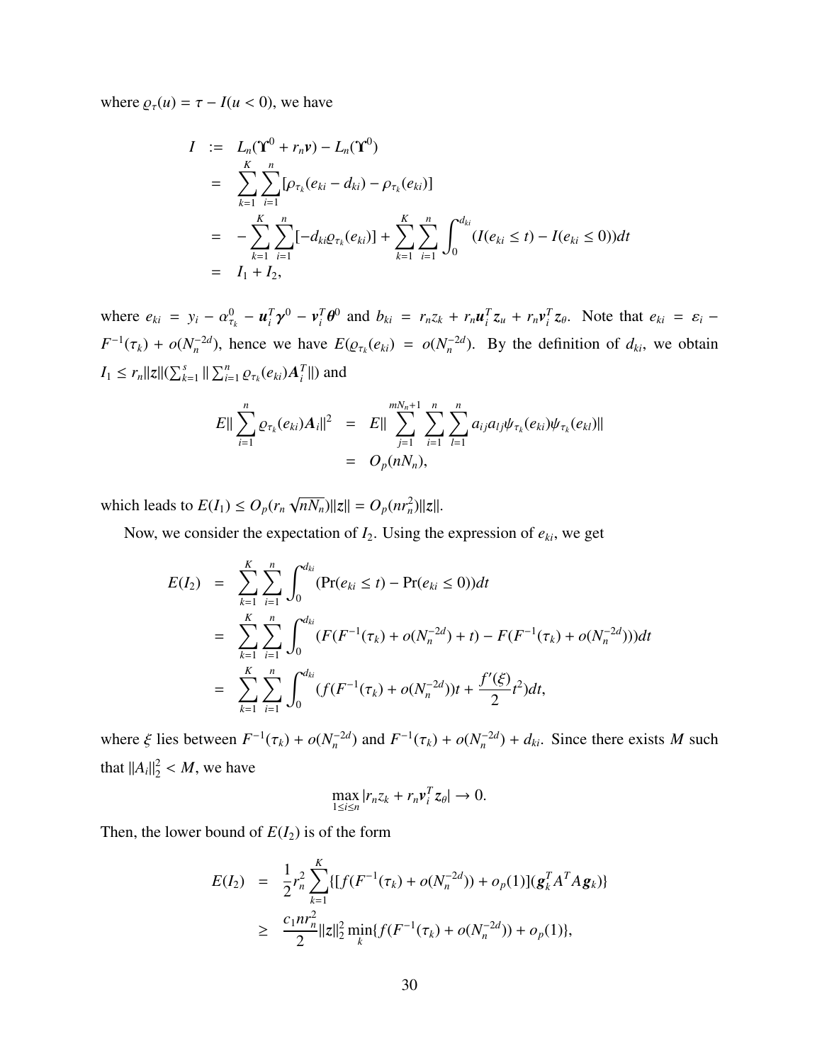where $\varrho_\tau(u) = \tau - I(u < 0)$, we have

$$
\begin{aligned}
I &:= L_n(\boldsymbol{\Upsilon}^0 + r_n\boldsymbol{v}) - L_n(\boldsymbol{\Upsilon}^0) \\
&= \sum_{k=1}^{K}\sum_{i=1}^{n}[\rho_{\tau_k}(e_{ki} - d_{ki}) - \rho_{\tau_k}(e_{ki})] \\
&= -\sum_{k=1}^{K}\sum_{i=1}^{n}[-d_{ki}\varrho_{\tau_k}(e_{ki})] + \sum_{k=1}^{K}\sum_{i=1}^{n}\int_0^{d_{ki}}(I(e_{ki} \le t) - I(e_{ki} \le 0))dt \\
&= I_1 + I_2,
\end{aligned}
$$

where $e_{ki} = y_i - \alpha^0_{\tau_k} - \boldsymbol{u}_i^T\boldsymbol{\gamma}^0 - \boldsymbol{v}_i^T\boldsymbol{\theta}^0$ and $b_{ki} = r_n z_k + r_n\boldsymbol{u}_i^T\boldsymbol{z}_u + r_n\boldsymbol{v}_i^T\boldsymbol{z}_\theta$. Note that $e_{ki} = \varepsilon_i - F^{-1}(\tau_k) + o(N_n^{-2d})$, hence we have $E(\varrho_{\tau_k}(e_{ki}) = o(N_n^{-2d})$. By the definition of $d_{ki}$, we obtain $I_1 \le r_n\|\boldsymbol{z}\|(\sum_{k=1}^{s}\|\sum_{i=1}^{n}\varrho_{\tau_k}(e_{ki})\boldsymbol{A}_i^T\|)$ and

$$
\begin{aligned}
E\|\sum_{i=1}^{n}\varrho_{\tau_k}(e_{ki})\boldsymbol{A}_i\|^2 &= E\|\sum_{j=1}^{mN_n+1}\sum_{i=1}^{n}\sum_{l=1}^{n}a_{ij}a_{lj}\psi_{\tau_k}(e_{ki})\psi_{\tau_k}(e_{kl})\| \\
&= O_p(nN_n),
\end{aligned}
$$

which leads to $E(I_1) \le O_p(r_n\sqrt{nN_n})\|\boldsymbol{z}\| = O_p(nr_n^2)\|\boldsymbol{z}\|$.

Now, we consider the expectation of $I_2$. Using the expression of $e_{ki}$, we get

$$
\begin{aligned}
E(I_2) &= \sum_{k=1}^{K}\sum_{i=1}^{n}\int_0^{d_{ki}}(\Pr(e_{ki} \le t) - \Pr(e_{ki} \le 0))dt \\
&= \sum_{k=1}^{K}\sum_{i=1}^{n}\int_0^{d_{ki}}(F(F^{-1}(\tau_k) + o(N_n^{-2d}) + t) - F(F^{-1}(\tau_k) + o(N_n^{-2d})))dt \\
&= \sum_{k=1}^{K}\sum_{i=1}^{n}\int_0^{d_{ki}}(f(F^{-1}(\tau_k) + o(N_n^{-2d}))t + \frac{f'(\xi)}{2}t^2)dt,
\end{aligned}
$$

where $\xi$ lies between $F^{-1}(\tau_k) + o(N_n^{-2d})$ and $F^{-1}(\tau_k) + o(N_n^{-2d}) + d_{ki}$. Since there exists $M$ such that $\|A_i\|_2^2 < M$, we have

$$
\max_{1\le i\le n}|r_n z_k + r_n\boldsymbol{v}_i^T\boldsymbol{z}_\theta| \to 0.
$$

Then, the lower bound of $E(I_2)$ is of the form

$$
\begin{aligned}
E(I_2) &= \frac{1}{2}r_n^2\sum_{k=1}^{K}\{[f(F^{-1}(\tau_k) + o(N_n^{-2d})) + o_p(1)](\boldsymbol{g}_k^T A^T A\boldsymbol{g}_k)\} \\
&\ge \frac{c_1 nr_n^2}{2}\|\boldsymbol{z}\|_2^2\min_k\{f(F^{-1}(\tau_k) + o(N_n^{-2d})) + o_p(1)\},
\end{aligned}
$$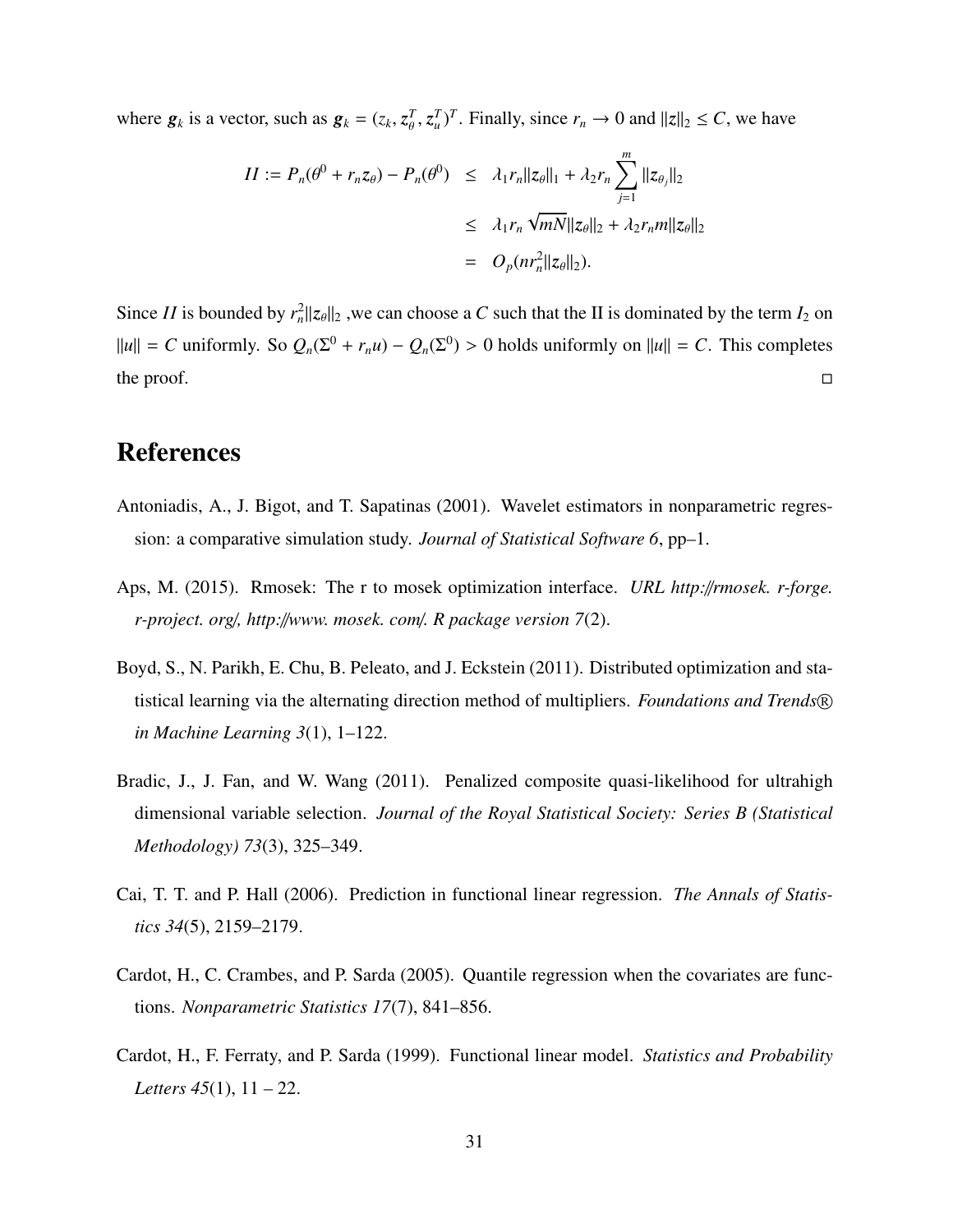where $\boldsymbol{g}_k$ is a vector, such as $\boldsymbol{g}_k = (z_k, \boldsymbol{z}_\theta^T, \boldsymbol{z}_u^T)^T$. Finally, since $r_n \to 0$ and $\|z\|_2 \leq C$, we have

$$
\begin{aligned}
II := P_n(\theta^0 + r_n \boldsymbol{z}_\theta) - P_n(\theta^0) &\leq \lambda_1 r_n \|\boldsymbol{z}_\theta\|_1 + \lambda_2 r_n \sum_{j=1}^{m} \|\boldsymbol{z}_{\theta_j}\|_2 \\
&\leq \lambda_1 r_n \sqrt{mN} \|\boldsymbol{z}_\theta\|_2 + \lambda_2 r_n m \|\boldsymbol{z}_\theta\|_2 \\
&= O_p(n r_n^2 \|\boldsymbol{z}_\theta\|_2).
\end{aligned}
$$

Since $II$ is bounded by $r_n^2 \|z_\theta\|_2$ ,we can choose a $C$ such that the II is dominated by the term $I_2$ on $\|u\| = C$ uniformly. So $Q_n(\Sigma^0 + r_n u) - Q_n(\Sigma^0) > 0$ holds uniformly on $\|u\| = C$. This completes the proof. □

# References

Antoniadis, A., J. Bigot, and T. Sapatinas (2001). Wavelet estimators in nonparametric regression: a comparative simulation study. *Journal of Statistical Software 6*, pp–1.

Aps, M. (2015). Rmosek: The r to mosek optimization interface. *URL http://rmosek. r-forge. r-project. org/, http://www. mosek. com/. R package version 7*(2).

Boyd, S., N. Parikh, E. Chu, B. Peleato, and J. Eckstein (2011). Distributed optimization and statistical learning via the alternating direction method of multipliers. *Foundations and Trends® in Machine Learning 3*(1), 1–122.

Bradic, J., J. Fan, and W. Wang (2011). Penalized composite quasi-likelihood for ultrahigh dimensional variable selection. *Journal of the Royal Statistical Society: Series B (Statistical Methodology) 73*(3), 325–349.

Cai, T. T. and P. Hall (2006). Prediction in functional linear regression. *The Annals of Statistics 34*(5), 2159–2179.

Cardot, H., C. Crambes, and P. Sarda (2005). Quantile regression when the covariates are functions. *Nonparametric Statistics 17*(7), 841–856.

Cardot, H., F. Ferraty, and P. Sarda (1999). Functional linear model. *Statistics and Probability Letters 45*(1), 11 – 22.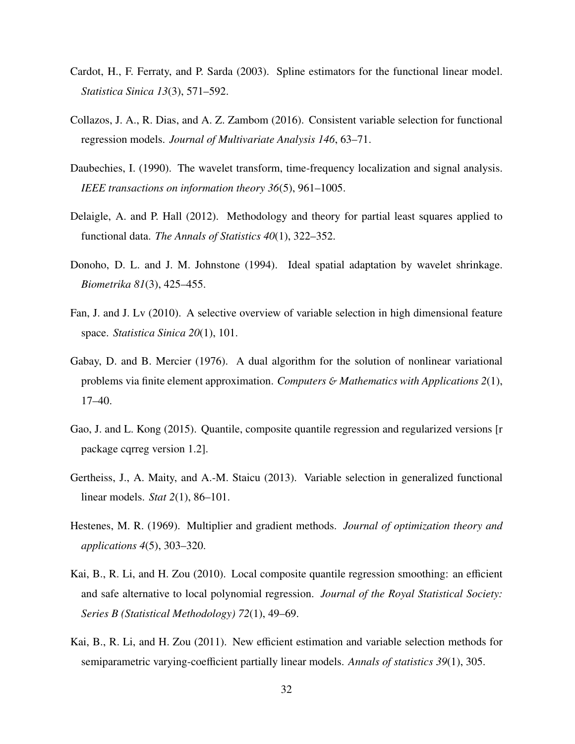Cardot, H., F. Ferraty, and P. Sarda (2003). Spline estimators for the functional linear model. *Statistica Sinica 13*(3), 571–592.

Collazos, J. A., R. Dias, and A. Z. Zambom (2016). Consistent variable selection for functional regression models. *Journal of Multivariate Analysis 146*, 63–71.

Daubechies, I. (1990). The wavelet transform, time-frequency localization and signal analysis. *IEEE transactions on information theory 36*(5), 961–1005.

Delaigle, A. and P. Hall (2012). Methodology and theory for partial least squares applied to functional data. *The Annals of Statistics 40*(1), 322–352.

Donoho, D. L. and J. M. Johnstone (1994). Ideal spatial adaptation by wavelet shrinkage. *Biometrika 81*(3), 425–455.

Fan, J. and J. Lv (2010). A selective overview of variable selection in high dimensional feature space. *Statistica Sinica 20*(1), 101.

Gabay, D. and B. Mercier (1976). A dual algorithm for the solution of nonlinear variational problems via finite element approximation. *Computers & Mathematics with Applications 2*(1), 17–40.

Gao, J. and L. Kong (2015). Quantile, composite quantile regression and regularized versions [r package cqrreg version 1.2].

Gertheiss, J., A. Maity, and A.-M. Staicu (2013). Variable selection in generalized functional linear models. *Stat 2*(1), 86–101.

Hestenes, M. R. (1969). Multiplier and gradient methods. *Journal of optimization theory and applications 4*(5), 303–320.

Kai, B., R. Li, and H. Zou (2010). Local composite quantile regression smoothing: an efficient and safe alternative to local polynomial regression. *Journal of the Royal Statistical Society: Series B (Statistical Methodology) 72*(1), 49–69.

Kai, B., R. Li, and H. Zou (2011). New efficient estimation and variable selection methods for semiparametric varying-coefficient partially linear models. *Annals of statistics 39*(1), 305.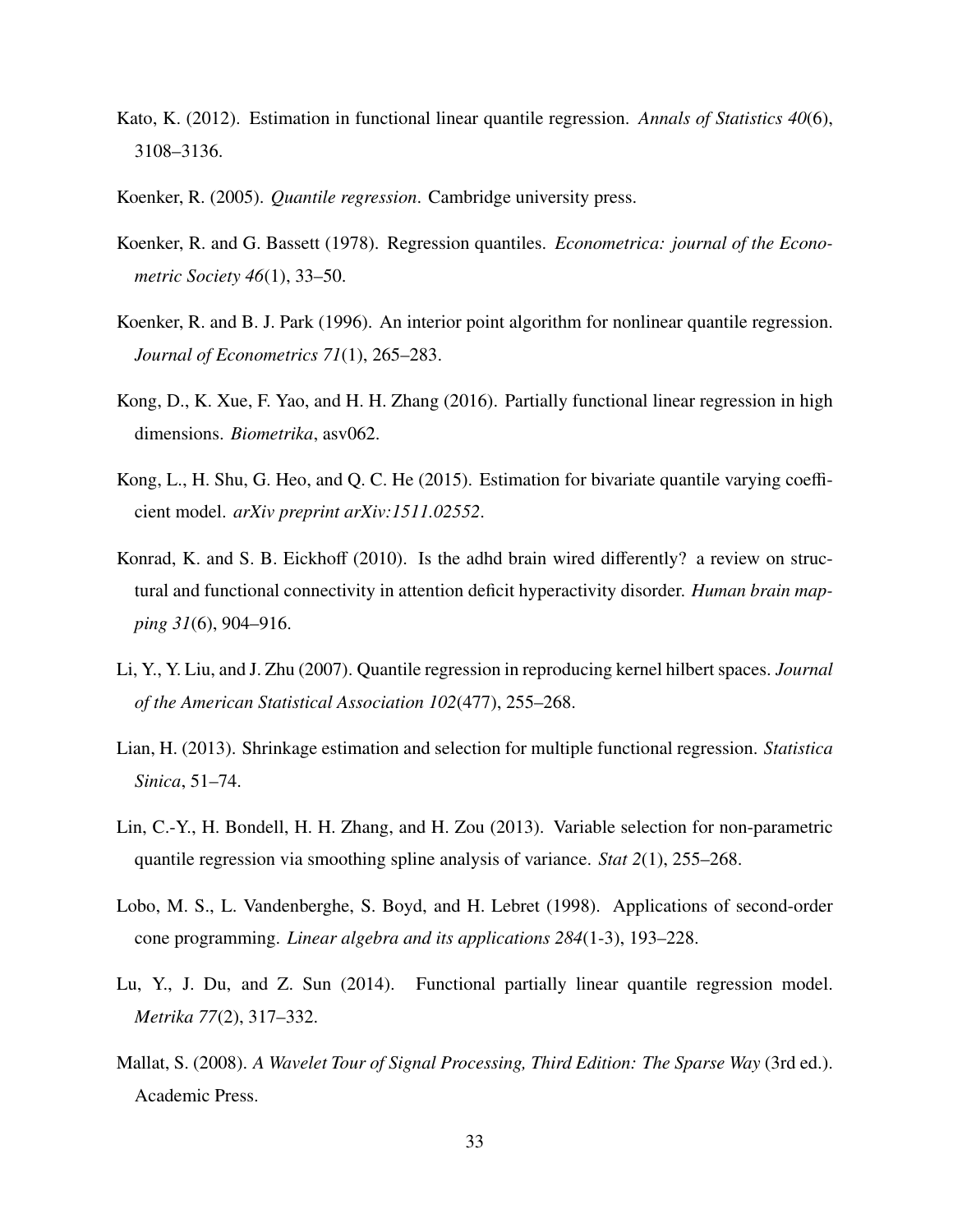Kato, K. (2012). Estimation in functional linear quantile regression. *Annals of Statistics 40*(6), 3108–3136.

Koenker, R. (2005). *Quantile regression*. Cambridge university press.

Koenker, R. and G. Bassett (1978). Regression quantiles. *Econometrica: journal of the Econometric Society 46*(1), 33–50.

Koenker, R. and B. J. Park (1996). An interior point algorithm for nonlinear quantile regression. *Journal of Econometrics 71*(1), 265–283.

Kong, D., K. Xue, F. Yao, and H. H. Zhang (2016). Partially functional linear regression in high dimensions. *Biometrika*, asv062.

Kong, L., H. Shu, G. Heo, and Q. C. He (2015). Estimation for bivariate quantile varying coefficient model. *arXiv preprint arXiv:1511.02552*.

Konrad, K. and S. B. Eickhoff (2010). Is the adhd brain wired differently? a review on structural and functional connectivity in attention deficit hyperactivity disorder. *Human brain mapping 31*(6), 904–916.

Li, Y., Y. Liu, and J. Zhu (2007). Quantile regression in reproducing kernel hilbert spaces. *Journal of the American Statistical Association 102*(477), 255–268.

Lian, H. (2013). Shrinkage estimation and selection for multiple functional regression. *Statistica Sinica*, 51–74.

Lin, C.-Y., H. Bondell, H. H. Zhang, and H. Zou (2013). Variable selection for non-parametric quantile regression via smoothing spline analysis of variance. *Stat 2*(1), 255–268.

Lobo, M. S., L. Vandenberghe, S. Boyd, and H. Lebret (1998). Applications of second-order cone programming. *Linear algebra and its applications 284*(1-3), 193–228.

Lu, Y., J. Du, and Z. Sun (2014). Functional partially linear quantile regression model. *Metrika 77*(2), 317–332.

Mallat, S. (2008). *A Wavelet Tour of Signal Processing, Third Edition: The Sparse Way* (3rd ed.). Academic Press.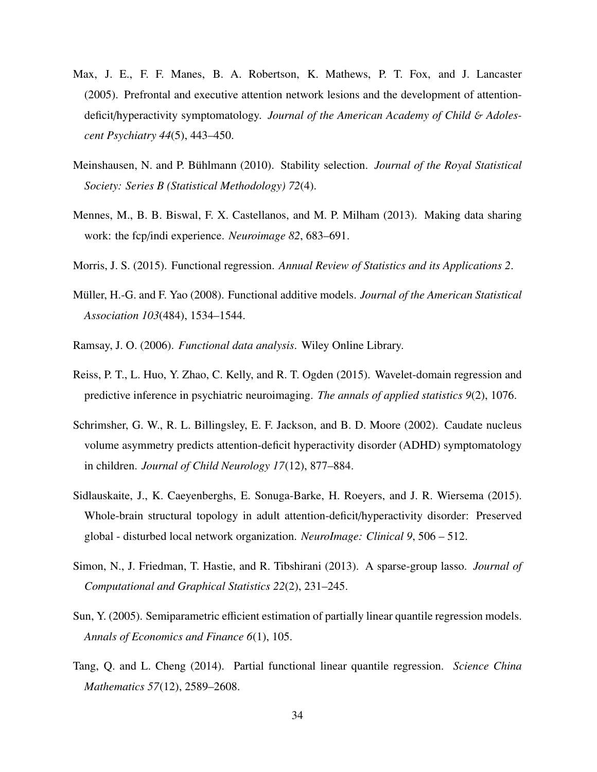Max, J. E., F. F. Manes, B. A. Robertson, K. Mathews, P. T. Fox, and J. Lancaster (2005). Prefrontal and executive attention network lesions and the development of attention-deficit/hyperactivity symptomatology. *Journal of the American Academy of Child & Adolescent Psychiatry 44*(5), 443–450.

Meinshausen, N. and P. Bühlmann (2010). Stability selection. *Journal of the Royal Statistical Society: Series B (Statistical Methodology) 72*(4).

Mennes, M., B. B. Biswal, F. X. Castellanos, and M. P. Milham (2013). Making data sharing work: the fcp/indi experience. *Neuroimage 82*, 683–691.

Morris, J. S. (2015). Functional regression. *Annual Review of Statistics and its Applications 2*.

Müller, H.-G. and F. Yao (2008). Functional additive models. *Journal of the American Statistical Association 103*(484), 1534–1544.

Ramsay, J. O. (2006). *Functional data analysis*. Wiley Online Library.

Reiss, P. T., L. Huo, Y. Zhao, C. Kelly, and R. T. Ogden (2015). Wavelet-domain regression and predictive inference in psychiatric neuroimaging. *The annals of applied statistics 9*(2), 1076.

Schrimsher, G. W., R. L. Billingsley, E. F. Jackson, and B. D. Moore (2002). Caudate nucleus volume asymmetry predicts attention-deficit hyperactivity disorder (ADHD) symptomatology in children. *Journal of Child Neurology 17*(12), 877–884.

Sidlauskaite, J., K. Caeyenberghs, E. Sonuga-Barke, H. Roeyers, and J. R. Wiersema (2015). Whole-brain structural topology in adult attention-deficit/hyperactivity disorder: Preserved global - disturbed local network organization. *NeuroImage: Clinical 9*, 506 – 512.

Simon, N., J. Friedman, T. Hastie, and R. Tibshirani (2013). A sparse-group lasso. *Journal of Computational and Graphical Statistics 22*(2), 231–245.

Sun, Y. (2005). Semiparametric efficient estimation of partially linear quantile regression models. *Annals of Economics and Finance 6*(1), 105.

Tang, Q. and L. Cheng (2014). Partial functional linear quantile regression. *Science China Mathematics 57*(12), 2589–2608.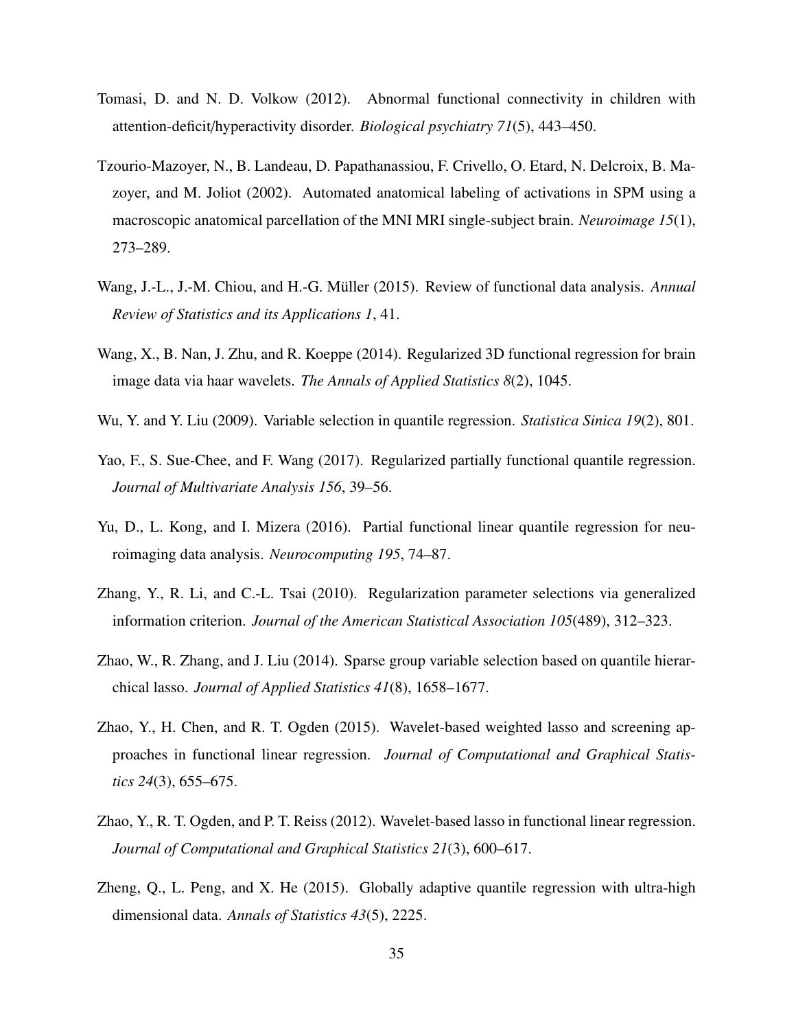Tomasi, D. and N. D. Volkow (2012). Abnormal functional connectivity in children with attention-deficit/hyperactivity disorder. *Biological psychiatry 71*(5), 443–450.

Tzourio-Mazoyer, N., B. Landeau, D. Papathanassiou, F. Crivello, O. Etard, N. Delcroix, B. Mazoyer, and M. Joliot (2002). Automated anatomical labeling of activations in SPM using a macroscopic anatomical parcellation of the MNI MRI single-subject brain. *Neuroimage 15*(1), 273–289.

Wang, J.-L., J.-M. Chiou, and H.-G. Müller (2015). Review of functional data analysis. *Annual Review of Statistics and its Applications 1*, 41.

Wang, X., B. Nan, J. Zhu, and R. Koeppe (2014). Regularized 3D functional regression for brain image data via haar wavelets. *The Annals of Applied Statistics 8*(2), 1045.

Wu, Y. and Y. Liu (2009). Variable selection in quantile regression. *Statistica Sinica 19*(2), 801.

Yao, F., S. Sue-Chee, and F. Wang (2017). Regularized partially functional quantile regression. *Journal of Multivariate Analysis 156*, 39–56.

Yu, D., L. Kong, and I. Mizera (2016). Partial functional linear quantile regression for neuroimaging data analysis. *Neurocomputing 195*, 74–87.

Zhang, Y., R. Li, and C.-L. Tsai (2010). Regularization parameter selections via generalized information criterion. *Journal of the American Statistical Association 105*(489), 312–323.

Zhao, W., R. Zhang, and J. Liu (2014). Sparse group variable selection based on quantile hierarchical lasso. *Journal of Applied Statistics 41*(8), 1658–1677.

Zhao, Y., H. Chen, and R. T. Ogden (2015). Wavelet-based weighted lasso and screening approaches in functional linear regression. *Journal of Computational and Graphical Statistics 24*(3), 655–675.

Zhao, Y., R. T. Ogden, and P. T. Reiss (2012). Wavelet-based lasso in functional linear regression. *Journal of Computational and Graphical Statistics 21*(3), 600–617.

Zheng, Q., L. Peng, and X. He (2015). Globally adaptive quantile regression with ultra-high dimensional data. *Annals of Statistics 43*(5), 2225.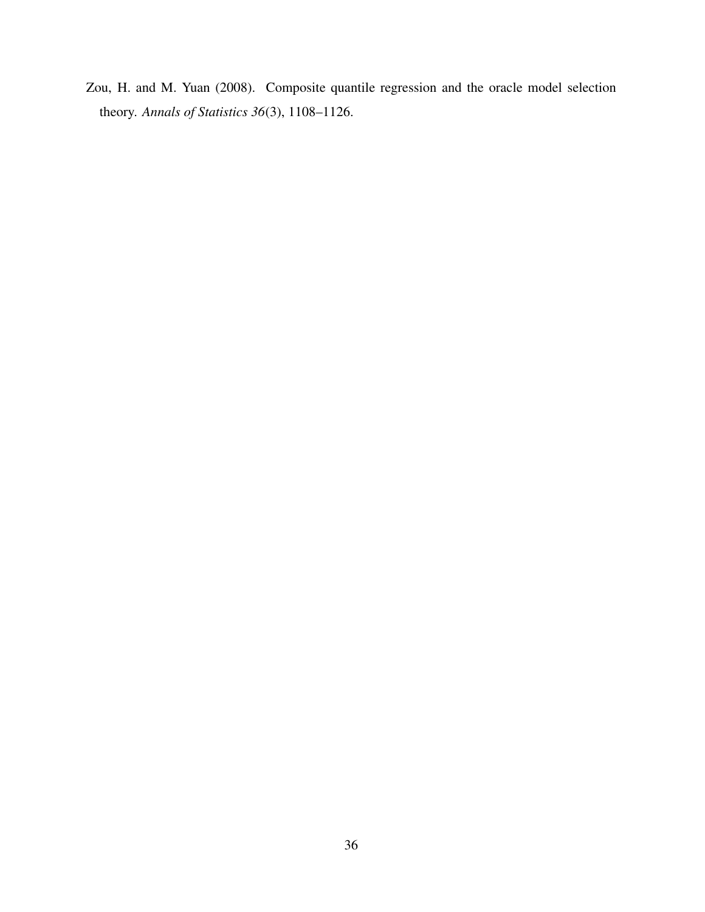Zou, H. and M. Yuan (2008). Composite quantile regression and the oracle model selection theory. *Annals of Statistics 36*(3), 1108–1126.